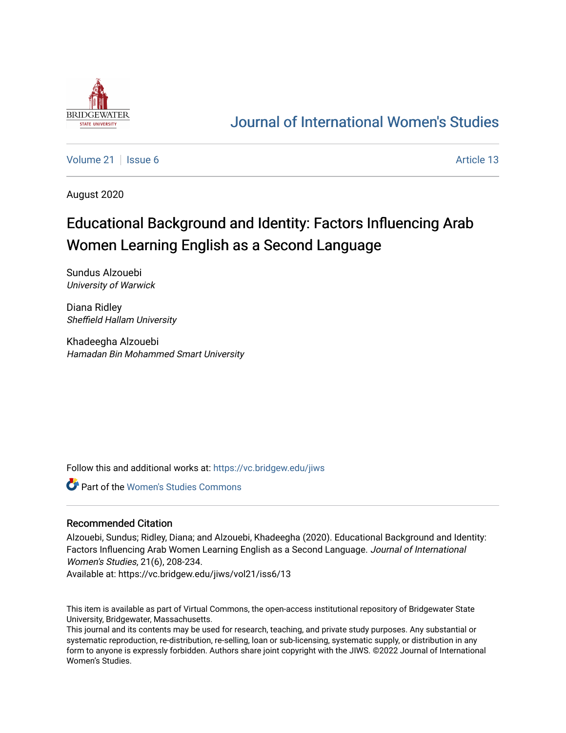# Journal of International Women's Studies

Volume 21 | Issue 6 | Article 13

August 2020

## Educational Background and Identity: Factors Influencing Arab Women Learning English as a Second Language

Sundus Alzouebi
*University of Warwick*

Diana Ridley
*Sheffield Hallam University*

Khadeegha Alzouebi
*Hamadan Bin Mohammed Smart University*

Follow this and additional works at: https://vc.bridgew.edu/jiws

Part of the Women's Studies Commons

### Recommended Citation

Alzouebi, Sundus; Ridley, Diana; and Alzouebi, Khadeegha (2020). Educational Background and Identity: Factors Influencing Arab Women Learning English as a Second Language. *Journal of International Women's Studies*, 21(6), 208-234.
Available at: https://vc.bridgew.edu/jiws/vol21/iss6/13

This item is available as part of Virtual Commons, the open-access institutional repository of Bridgewater State University, Bridgewater, Massachusetts.
This journal and its contents may be used for research, teaching, and private study purposes. Any substantial or systematic reproduction, re-distribution, re-selling, loan or sub-licensing, systematic supply, or distribution in any form to anyone is expressly forbidden. Authors share joint copyright with the JIWS. ©2022 Journal of International Women's Studies.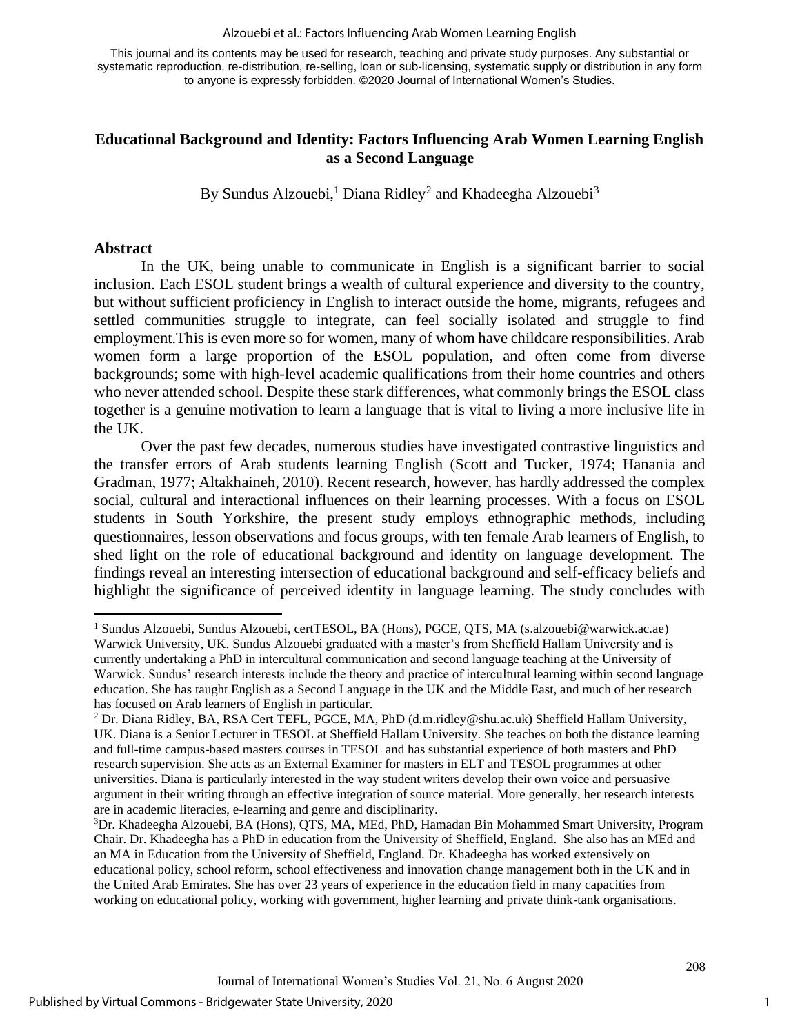This journal and its contents may be used for research, teaching and private study purposes. Any substantial or systematic reproduction, re-distribution, re-selling, loan or sub-licensing, systematic supply or distribution in any form to anyone is expressly forbidden. ©2020 Journal of International Women's Studies.

# Educational Background and Identity: Factors Influencing Arab Women Learning English as a Second Language

By Sundus Alzouebi,[1] Diana Ridley[2] and Khadeegha Alzouebi[3]

## Abstract

In the UK, being unable to communicate in English is a significant barrier to social inclusion. Each ESOL student brings a wealth of cultural experience and diversity to the country, but without sufficient proficiency in English to interact outside the home, migrants, refugees and settled communities struggle to integrate, can feel socially isolated and struggle to find employment.This is even more so for women, many of whom have childcare responsibilities. Arab women form a large proportion of the ESOL population, and often come from diverse backgrounds; some with high-level academic qualifications from their home countries and others who never attended school. Despite these stark differences, what commonly brings the ESOL class together is a genuine motivation to learn a language that is vital to living a more inclusive life in the UK.

Over the past few decades, numerous studies have investigated contrastive linguistics and the transfer errors of Arab students learning English (Scott and Tucker, 1974; Hanania and Gradman, 1977; Altakhaineh, 2010). Recent research, however, has hardly addressed the complex social, cultural and interactional influences on their learning processes. With a focus on ESOL students in South Yorkshire, the present study employs ethnographic methods, including questionnaires, lesson observations and focus groups, with ten female Arab learners of English, to shed light on the role of educational background and identity on language development. The findings reveal an interesting intersection of educational background and self-efficacy beliefs and highlight the significance of perceived identity in language learning. The study concludes with

---

[1] Sundus Alzouebi, Sundus Alzouebi, certTESOL, BA (Hons), PGCE, QTS, MA (s.alzouebi@warwick.ac.ae) Warwick University, UK. Sundus Alzouebi graduated with a master's from Sheffield Hallam University and is currently undertaking a PhD in intercultural communication and second language teaching at the University of Warwick. Sundus' research interests include the theory and practice of intercultural learning within second language education. She has taught English as a Second Language in the UK and the Middle East, and much of her research has focused on Arab learners of English in particular.

[2] Dr. Diana Ridley, BA, RSA Cert TEFL, PGCE, MA, PhD (d.m.ridley@shu.ac.uk) Sheffield Hallam University, UK. Diana is a Senior Lecturer in TESOL at Sheffield Hallam University. She teaches on both the distance learning and full-time campus-based masters courses in TESOL and has substantial experience of both masters and PhD research supervision. She acts as an External Examiner for masters in ELT and TESOL programmes at other universities. Diana is particularly interested in the way student writers develop their own voice and persuasive argument in their writing through an effective integration of source material. More generally, her research interests are in academic literacies, e-learning and genre and disciplinarity.

[3] Dr. Khadeegha Alzouebi, BA (Hons), QTS, MA, MEd, PhD, Hamadan Bin Mohammed Smart University, Program Chair. Dr. Khadeegha has a PhD in education from the University of Sheffield, England. She also has an MEd and an MA in Education from the University of Sheffield, England. Dr. Khadeegha has worked extensively on educational policy, school reform, school effectiveness and innovation change management both in the UK and in the United Arab Emirates. She has over 23 years of experience in the education field in many capacities from working on educational policy, working with government, higher learning and private think-tank organisations.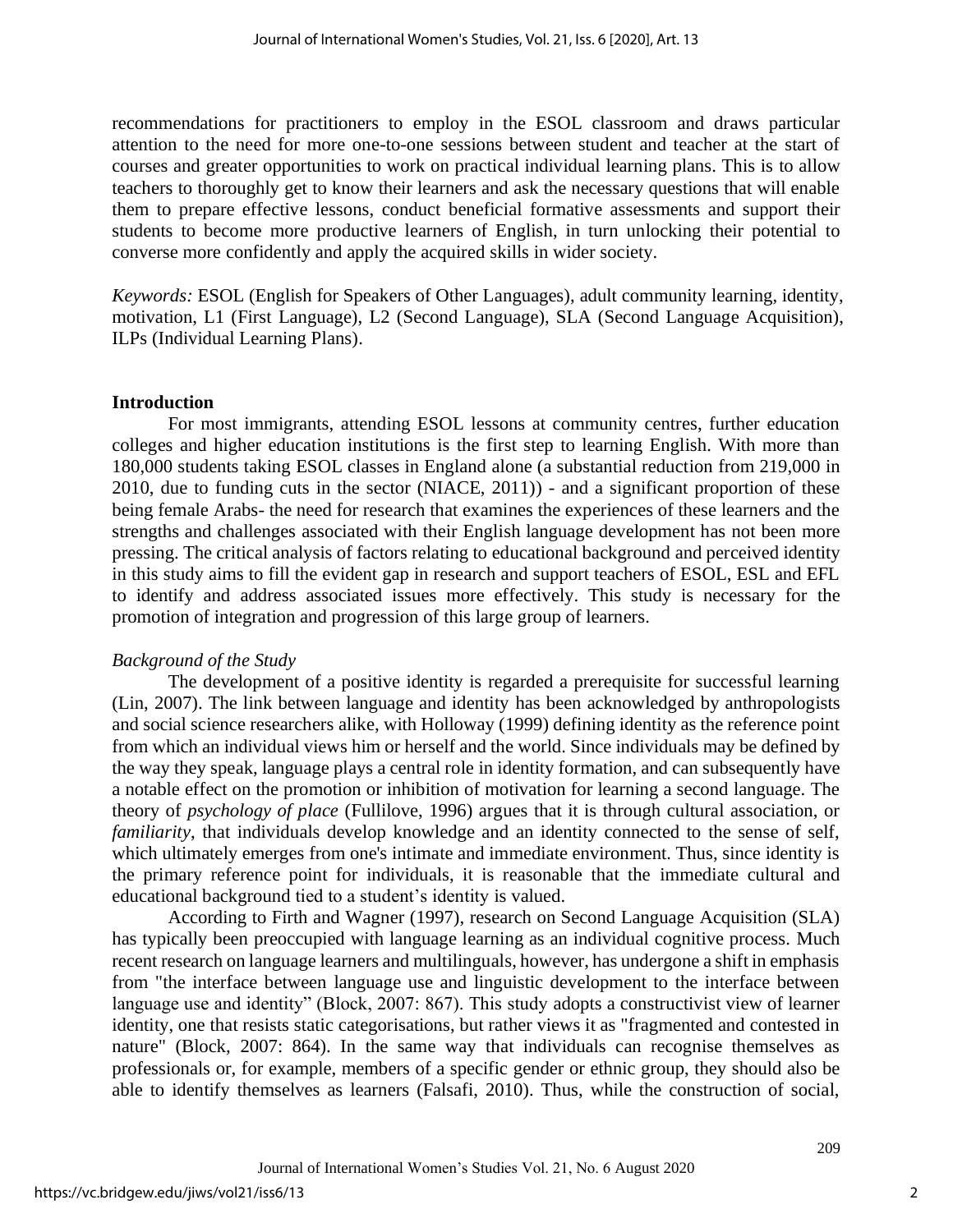recommendations for practitioners to employ in the ESOL classroom and draws particular attention to the need for more one-to-one sessions between student and teacher at the start of courses and greater opportunities to work on practical individual learning plans. This is to allow teachers to thoroughly get to know their learners and ask the necessary questions that will enable them to prepare effective lessons, conduct beneficial formative assessments and support their students to become more productive learners of English, in turn unlocking their potential to converse more confidently and apply the acquired skills in wider society.

*Keywords:* ESOL (English for Speakers of Other Languages), adult community learning, identity, motivation, L1 (First Language), L2 (Second Language), SLA (Second Language Acquisition), ILPs (Individual Learning Plans).

## Introduction

For most immigrants, attending ESOL lessons at community centres, further education colleges and higher education institutions is the first step to learning English. With more than 180,000 students taking ESOL classes in England alone (a substantial reduction from 219,000 in 2010, due to funding cuts in the sector (NIACE, 2011)) - and a significant proportion of these being female Arabs- the need for research that examines the experiences of these learners and the strengths and challenges associated with their English language development has not been more pressing. The critical analysis of factors relating to educational background and perceived identity in this study aims to fill the evident gap in research and support teachers of ESOL, ESL and EFL to identify and address associated issues more effectively. This study is necessary for the promotion of integration and progression of this large group of learners.

### *Background of the Study*

The development of a positive identity is regarded a prerequisite for successful learning (Lin, 2007). The link between language and identity has been acknowledged by anthropologists and social science researchers alike, with Holloway (1999) defining identity as the reference point from which an individual views him or herself and the world. Since individuals may be defined by the way they speak, language plays a central role in identity formation, and can subsequently have a notable effect on the promotion or inhibition of motivation for learning a second language. The theory of *psychology of place* (Fullilove, 1996) argues that it is through cultural association, or *familiarity*, that individuals develop knowledge and an identity connected to the sense of self, which ultimately emerges from one's intimate and immediate environment. Thus, since identity is the primary reference point for individuals, it is reasonable that the immediate cultural and educational background tied to a student's identity is valued.

According to Firth and Wagner (1997), research on Second Language Acquisition (SLA) has typically been preoccupied with language learning as an individual cognitive process. Much recent research on language learners and multilinguals, however, has undergone a shift in emphasis from "the interface between language use and linguistic development to the interface between language use and identity" (Block, 2007: 867). This study adopts a constructivist view of learner identity, one that resists static categorisations, but rather views it as "fragmented and contested in nature" (Block, 2007: 864). In the same way that individuals can recognise themselves as professionals or, for example, members of a specific gender or ethnic group, they should also be able to identify themselves as learners (Falsafi, 2010). Thus, while the construction of social,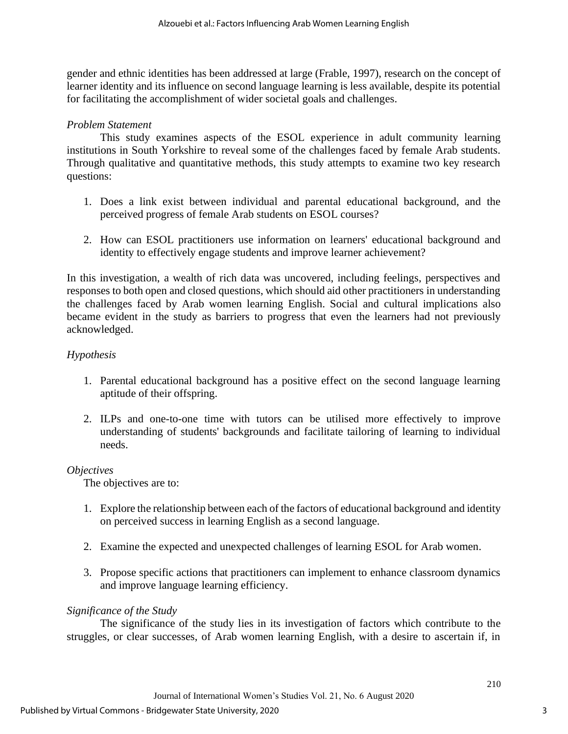gender and ethnic identities has been addressed at large (Frable, 1997), research on the concept of learner identity and its influence on second language learning is less available, despite its potential for facilitating the accomplishment of wider societal goals and challenges.

### *Problem Statement*

This study examines aspects of the ESOL experience in adult community learning institutions in South Yorkshire to reveal some of the challenges faced by female Arab students. Through qualitative and quantitative methods, this study attempts to examine two key research questions:

1. Does a link exist between individual and parental educational background, and the perceived progress of female Arab students on ESOL courses?

2. How can ESOL practitioners use information on learners' educational background and identity to effectively engage students and improve learner achievement?

In this investigation, a wealth of rich data was uncovered, including feelings, perspectives and responses to both open and closed questions, which should aid other practitioners in understanding the challenges faced by Arab women learning English. Social and cultural implications also became evident in the study as barriers to progress that even the learners had not previously acknowledged.

### *Hypothesis*

1. Parental educational background has a positive effect on the second language learning aptitude of their offspring.

2. ILPs and one-to-one time with tutors can be utilised more effectively to improve understanding of students' backgrounds and facilitate tailoring of learning to individual needs.

### *Objectives*

The objectives are to:

1. Explore the relationship between each of the factors of educational background and identity on perceived success in learning English as a second language.

2. Examine the expected and unexpected challenges of learning ESOL for Arab women.

3. Propose specific actions that practitioners can implement to enhance classroom dynamics and improve language learning efficiency.

### *Significance of the Study*

The significance of the study lies in its investigation of factors which contribute to the struggles, or clear successes, of Arab women learning English, with a desire to ascertain if, in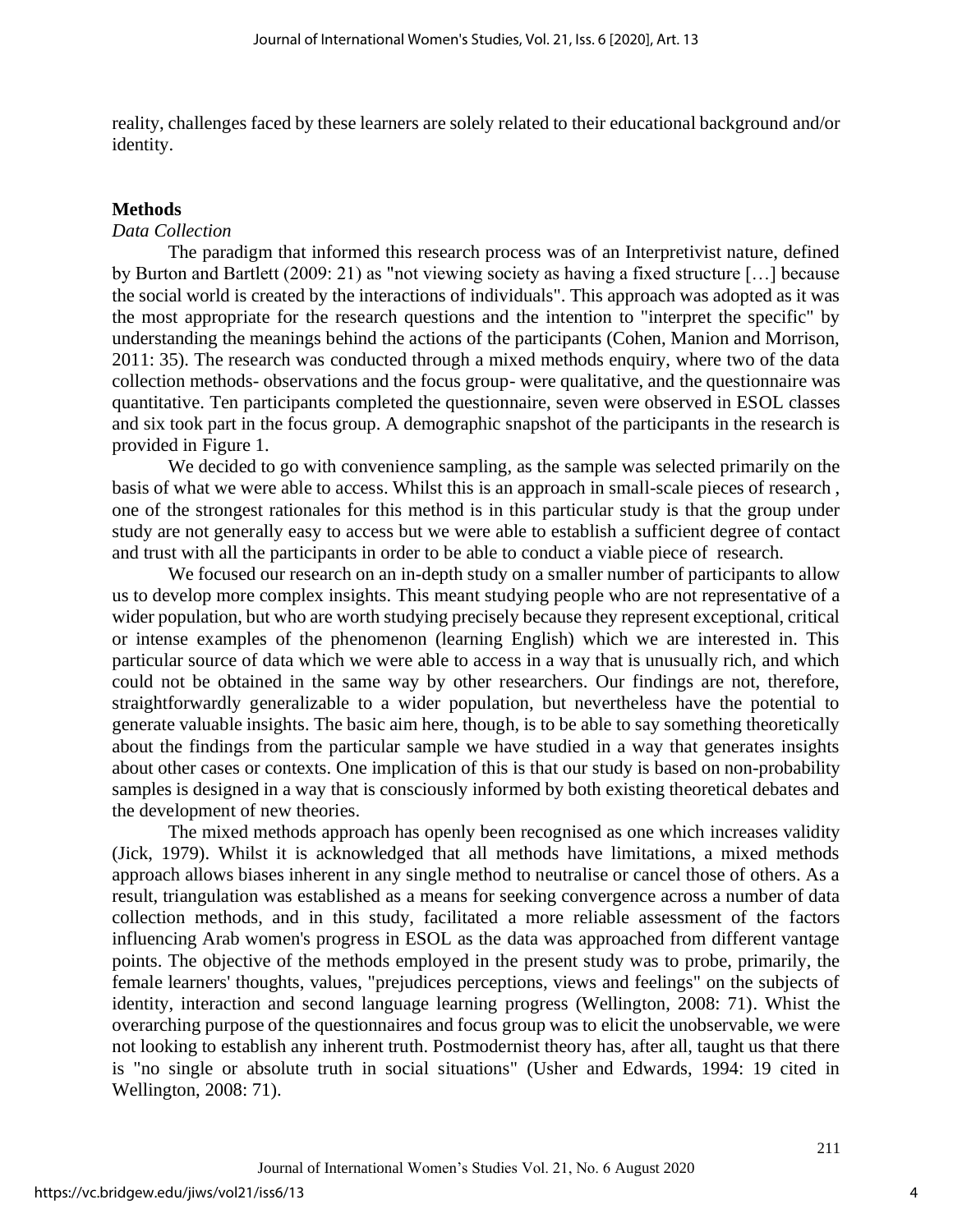reality, challenges faced by these learners are solely related to their educational background and/or identity.

## Methods

*Data Collection*

The paradigm that informed this research process was of an Interpretivist nature, defined by Burton and Bartlett (2009: 21) as "not viewing society as having a fixed structure […] because the social world is created by the interactions of individuals". This approach was adopted as it was the most appropriate for the research questions and the intention to "interpret the specific" by understanding the meanings behind the actions of the participants (Cohen, Manion and Morrison, 2011: 35). The research was conducted through a mixed methods enquiry, where two of the data collection methods- observations and the focus group- were qualitative, and the questionnaire was quantitative. Ten participants completed the questionnaire, seven were observed in ESOL classes and six took part in the focus group. A demographic snapshot of the participants in the research is provided in Figure 1.

We decided to go with convenience sampling, as the sample was selected primarily on the basis of what we were able to access. Whilst this is an approach in small-scale pieces of research , one of the strongest rationales for this method is in this particular study is that the group under study are not generally easy to access but we were able to establish a sufficient degree of contact and trust with all the participants in order to be able to conduct a viable piece of research.

We focused our research on an in-depth study on a smaller number of participants to allow us to develop more complex insights. This meant studying people who are not representative of a wider population, but who are worth studying precisely because they represent exceptional, critical or intense examples of the phenomenon (learning English) which we are interested in. This particular source of data which we were able to access in a way that is unusually rich, and which could not be obtained in the same way by other researchers. Our findings are not, therefore, straightforwardly generalizable to a wider population, but nevertheless have the potential to generate valuable insights. The basic aim here, though, is to be able to say something theoretically about the findings from the particular sample we have studied in a way that generates insights about other cases or contexts. One implication of this is that our study is based on non-probability samples is designed in a way that is consciously informed by both existing theoretical debates and the development of new theories.

The mixed methods approach has openly been recognised as one which increases validity (Jick, 1979). Whilst it is acknowledged that all methods have limitations, a mixed methods approach allows biases inherent in any single method to neutralise or cancel those of others. As a result, triangulation was established as a means for seeking convergence across a number of data collection methods, and in this study, facilitated a more reliable assessment of the factors influencing Arab women's progress in ESOL as the data was approached from different vantage points. The objective of the methods employed in the present study was to probe, primarily, the female learners' thoughts, values, "prejudices perceptions, views and feelings" on the subjects of identity, interaction and second language learning progress (Wellington, 2008: 71). Whist the overarching purpose of the questionnaires and focus group was to elicit the unobservable, we were not looking to establish any inherent truth. Postmodernist theory has, after all, taught us that there is "no single or absolute truth in social situations" (Usher and Edwards, 1994: 19 cited in Wellington, 2008: 71).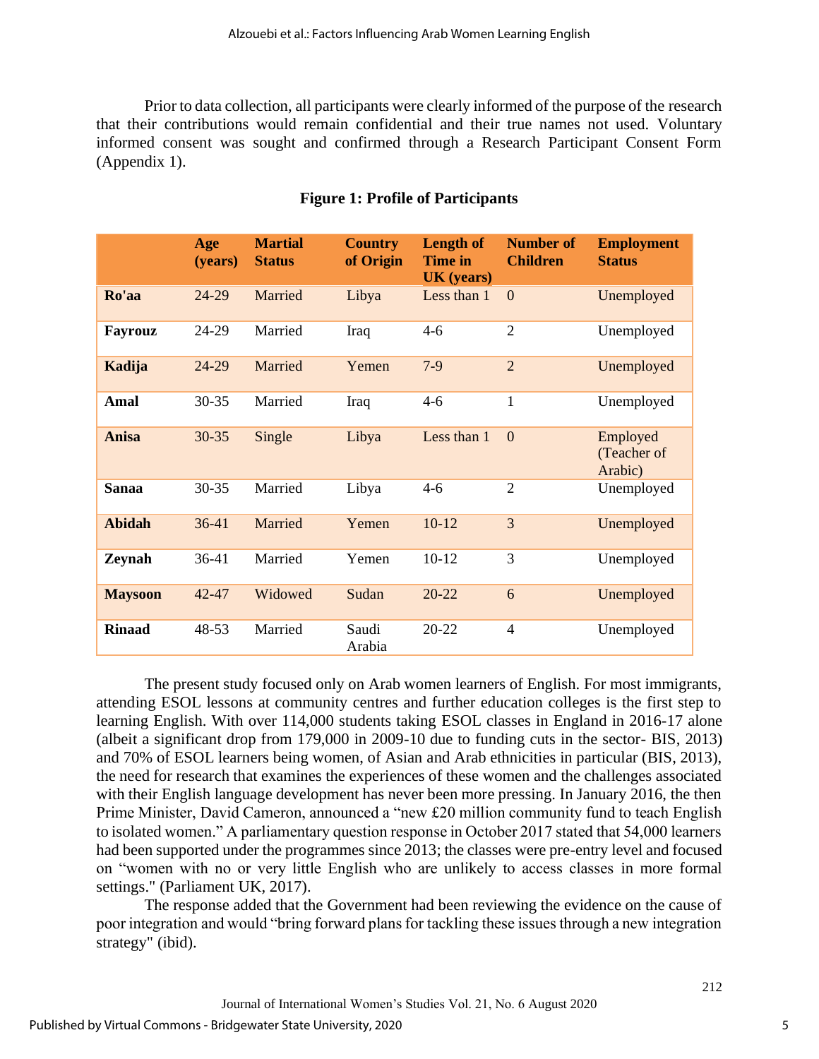Prior to data collection, all participants were clearly informed of the purpose of the research that their contributions would remain confidential and their true names not used. Voluntary informed consent was sought and confirmed through a Research Participant Consent Form (Appendix 1).

**Figure 1: Profile of Participants**

| | Age (years) | Martial Status | Country of Origin | Length of Time in UK (years) | Number of Children | Employment Status |
|---|---|---|---|---|---|---|
| **Ro'aa** | 24-29 | Married | Libya | Less than 1 | 0 | Unemployed |
| **Fayrouz** | 24-29 | Married | Iraq | 4-6 | 2 | Unemployed |
| **Kadija** | 24-29 | Married | Yemen | 7-9 | 2 | Unemployed |
| **Amal** | 30-35 | Married | Iraq | 4-6 | 1 | Unemployed |
| **Anisa** | 30-35 | Single | Libya | Less than 1 | 0 | Employed (Teacher of Arabic) |
| **Sanaa** | 30-35 | Married | Libya | 4-6 | 2 | Unemployed |
| **Abidah** | 36-41 | Married | Yemen | 10-12 | 3 | Unemployed |
| **Zeynah** | 36-41 | Married | Yemen | 10-12 | 3 | Unemployed |
| **Maysoon** | 42-47 | Widowed | Sudan | 20-22 | 6 | Unemployed |
| **Rinaad** | 48-53 | Married | Saudi Arabia | 20-22 | 4 | Unemployed |

The present study focused only on Arab women learners of English. For most immigrants, attending ESOL lessons at community centres and further education colleges is the first step to learning English. With over 114,000 students taking ESOL classes in England in 2016-17 alone (albeit a significant drop from 179,000 in 2009-10 due to funding cuts in the sector- BIS, 2013) and 70% of ESOL learners being women, of Asian and Arab ethnicities in particular (BIS, 2013), the need for research that examines the experiences of these women and the challenges associated with their English language development has never been more pressing. In January 2016, the then Prime Minister, David Cameron, announced a "new £20 million community fund to teach English to isolated women." A parliamentary question response in October 2017 stated that 54,000 learners had been supported under the programmes since 2013; the classes were pre-entry level and focused on "women with no or very little English who are unlikely to access classes in more formal settings." (Parliament UK, 2017).

The response added that the Government had been reviewing the evidence on the cause of poor integration and would "bring forward plans for tackling these issues through a new integration strategy" (ibid).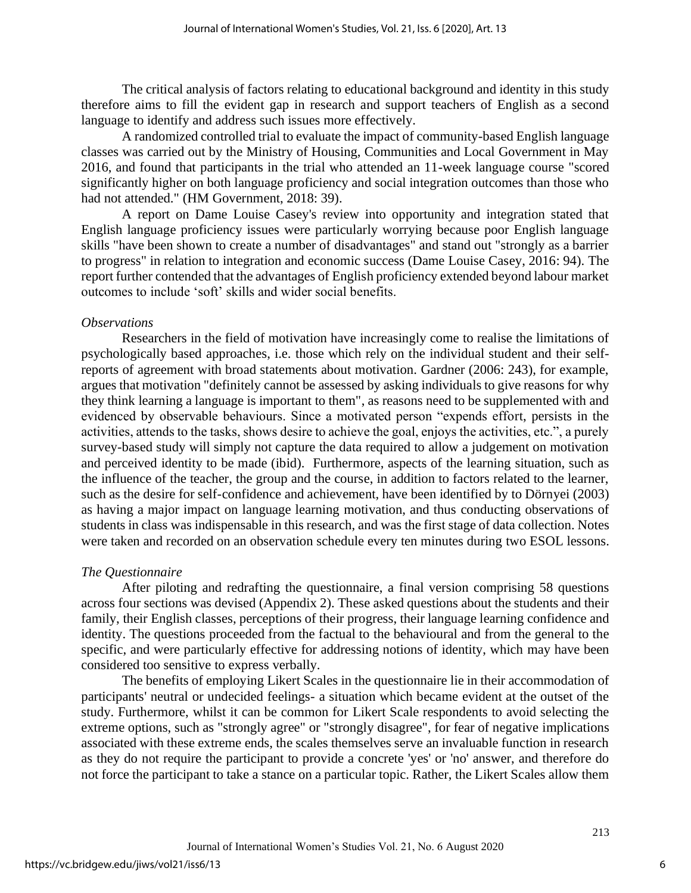The critical analysis of factors relating to educational background and identity in this study therefore aims to fill the evident gap in research and support teachers of English as a second language to identify and address such issues more effectively.

A randomized controlled trial to evaluate the impact of community-based English language classes was carried out by the Ministry of Housing, Communities and Local Government in May 2016, and found that participants in the trial who attended an 11-week language course "scored significantly higher on both language proficiency and social integration outcomes than those who had not attended." (HM Government, 2018: 39).

A report on Dame Louise Casey's review into opportunity and integration stated that English language proficiency issues were particularly worrying because poor English language skills "have been shown to create a number of disadvantages" and stand out "strongly as a barrier to progress" in relation to integration and economic success (Dame Louise Casey, 2016: 94). The report further contended that the advantages of English proficiency extended beyond labour market outcomes to include 'soft' skills and wider social benefits.

### *Observations*

Researchers in the field of motivation have increasingly come to realise the limitations of psychologically based approaches, i.e. those which rely on the individual student and their self-reports of agreement with broad statements about motivation. Gardner (2006: 243), for example, argues that motivation "definitely cannot be assessed by asking individuals to give reasons for why they think learning a language is important to them", as reasons need to be supplemented with and evidenced by observable behaviours. Since a motivated person "expends effort, persists in the activities, attends to the tasks, shows desire to achieve the goal, enjoys the activities, etc.", a purely survey-based study will simply not capture the data required to allow a judgement on motivation and perceived identity to be made (ibid). Furthermore, aspects of the learning situation, such as the influence of the teacher, the group and the course, in addition to factors related to the learner, such as the desire for self-confidence and achievement, have been identified by to Dörnyei (2003) as having a major impact on language learning motivation, and thus conducting observations of students in class was indispensable in this research, and was the first stage of data collection. Notes were taken and recorded on an observation schedule every ten minutes during two ESOL lessons.

### *The Questionnaire*

After piloting and redrafting the questionnaire, a final version comprising 58 questions across four sections was devised (Appendix 2). These asked questions about the students and their family, their English classes, perceptions of their progress, their language learning confidence and identity. The questions proceeded from the factual to the behavioural and from the general to the specific, and were particularly effective for addressing notions of identity, which may have been considered too sensitive to express verbally.

The benefits of employing Likert Scales in the questionnaire lie in their accommodation of participants' neutral or undecided feelings- a situation which became evident at the outset of the study. Furthermore, whilst it can be common for Likert Scale respondents to avoid selecting the extreme options, such as "strongly agree" or "strongly disagree", for fear of negative implications associated with these extreme ends, the scales themselves serve an invaluable function in research as they do not require the participant to provide a concrete 'yes' or 'no' answer, and therefore do not force the participant to take a stance on a particular topic. Rather, the Likert Scales allow them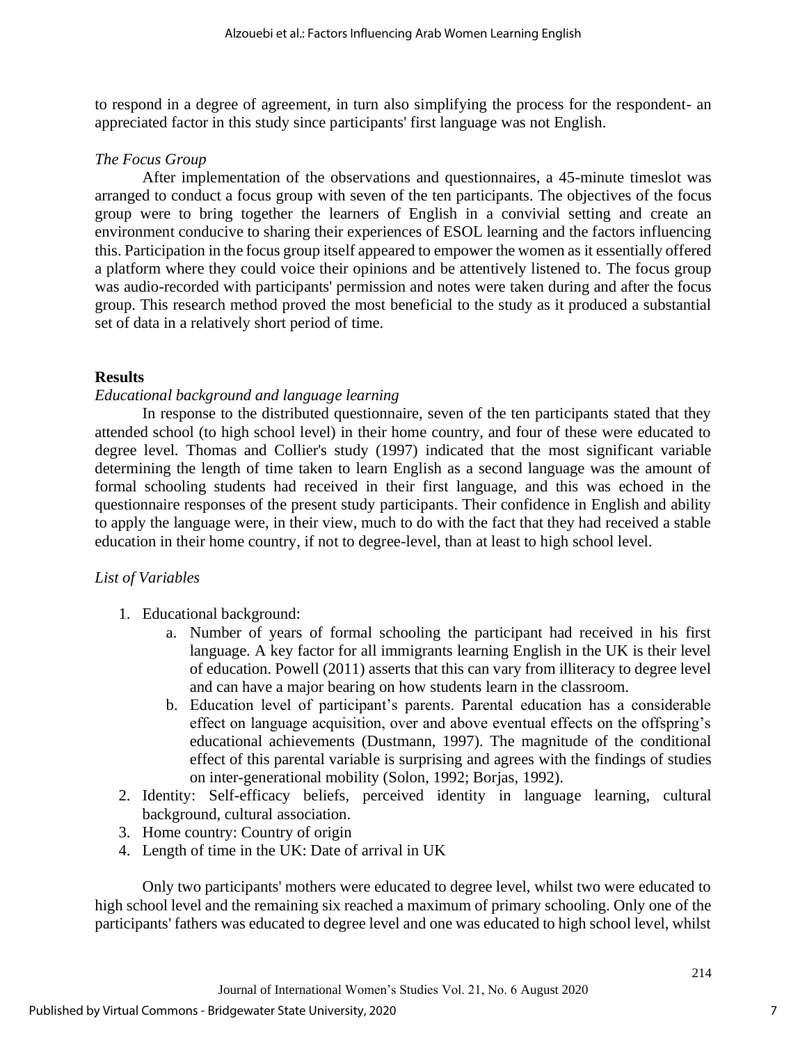to respond in a degree of agreement, in turn also simplifying the process for the respondent- an appreciated factor in this study since participants' first language was not English.

*The Focus Group*

After implementation of the observations and questionnaires, a 45-minute timeslot was arranged to conduct a focus group with seven of the ten participants. The objectives of the focus group were to bring together the learners of English in a convivial setting and create an environment conducive to sharing their experiences of ESOL learning and the factors influencing this. Participation in the focus group itself appeared to empower the women as it essentially offered a platform where they could voice their opinions and be attentively listened to. The focus group was audio-recorded with participants' permission and notes were taken during and after the focus group. This research method proved the most beneficial to the study as it produced a substantial set of data in a relatively short period of time.

## Results

*Educational background and language learning*

In response to the distributed questionnaire, seven of the ten participants stated that they attended school (to high school level) in their home country, and four of these were educated to degree level. Thomas and Collier's study (1997) indicated that the most significant variable determining the length of time taken to learn English as a second language was the amount of formal schooling students had received in their first language, and this was echoed in the questionnaire responses of the present study participants. Their confidence in English and ability to apply the language were, in their view, much to do with the fact that they had received a stable education in their home country, if not to degree-level, than at least to high school level.

*List of Variables*

1. Educational background:
   a. Number of years of formal schooling the participant had received in his first language. A key factor for all immigrants learning English in the UK is their level of education. Powell (2011) asserts that this can vary from illiteracy to degree level and can have a major bearing on how students learn in the classroom.
   b. Education level of participant's parents. Parental education has a considerable effect on language acquisition, over and above eventual effects on the offspring's educational achievements (Dustmann, 1997). The magnitude of the conditional effect of this parental variable is surprising and agrees with the findings of studies on inter-generational mobility (Solon, 1992; Borjas, 1992).
2. Identity: Self-efficacy beliefs, perceived identity in language learning, cultural background, cultural association.
3. Home country: Country of origin
4. Length of time in the UK: Date of arrival in UK

Only two participants' mothers were educated to degree level, whilst two were educated to high school level and the remaining six reached a maximum of primary schooling. Only one of the participants' fathers was educated to degree level and one was educated to high school level, whilst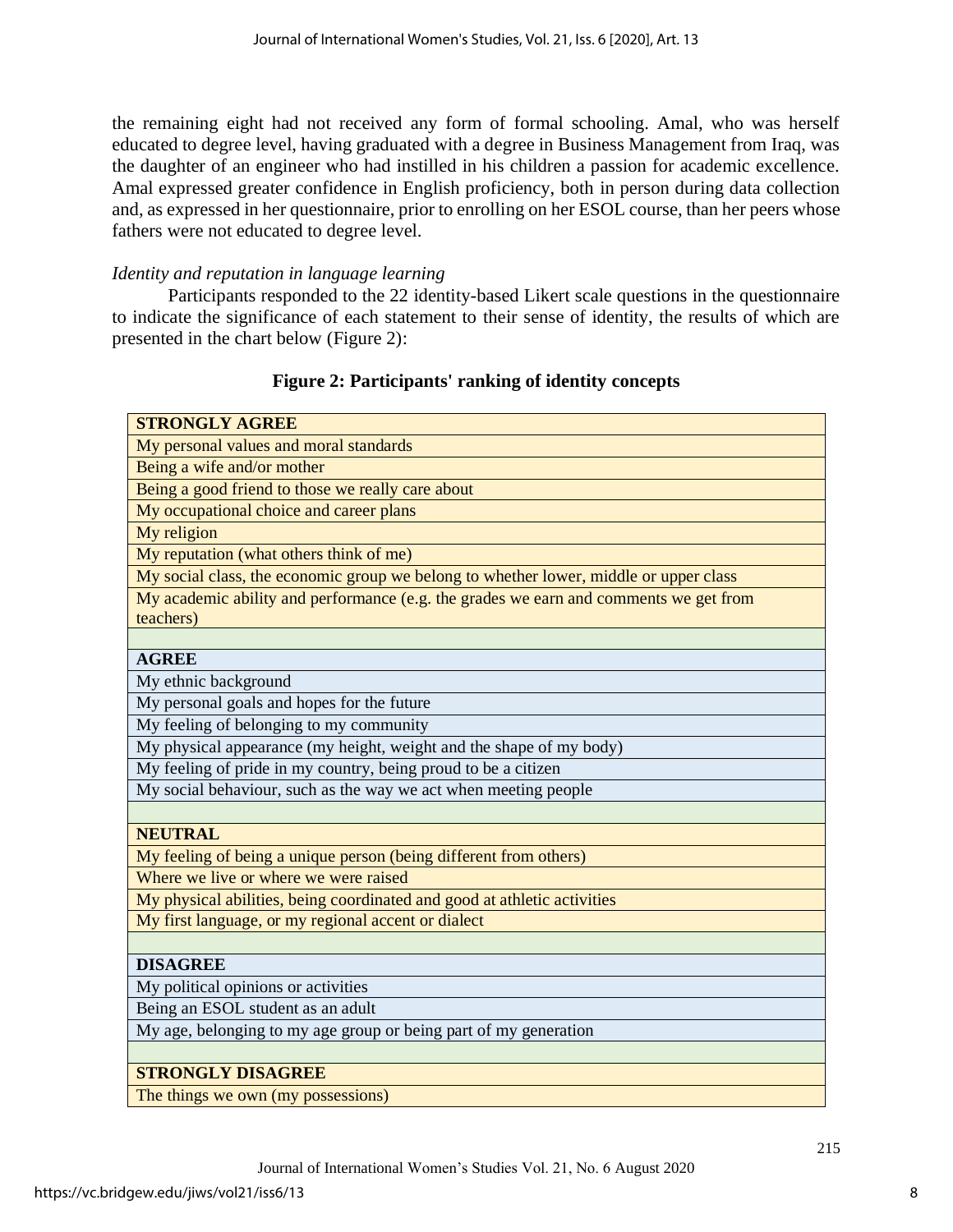the remaining eight had not received any form of formal schooling. Amal, who was herself educated to degree level, having graduated with a degree in Business Management from Iraq, was the daughter of an engineer who had instilled in his children a passion for academic excellence. Amal expressed greater confidence in English proficiency, both in person during data collection and, as expressed in her questionnaire, prior to enrolling on her ESOL course, than her peers whose fathers were not educated to degree level.

*Identity and reputation in language learning*

Participants responded to the 22 identity-based Likert scale questions in the questionnaire to indicate the significance of each statement to their sense of identity, the results of which are presented in the chart below (Figure 2):

**Figure 2: Participants' ranking of identity concepts**

| **STRONGLY AGREE** |
|---|
| My personal values and moral standards |
| Being a wife and/or mother |
| Being a good friend to those we really care about |
| My occupational choice and career plans |
| My religion |
| My reputation (what others think of me) |
| My social class, the economic group we belong to whether lower, middle or upper class |
| My academic ability and performance (e.g. the grades we earn and comments we get from teachers) |
| |
| **AGREE** |
| My ethnic background |
| My personal goals and hopes for the future |
| My feeling of belonging to my community |
| My physical appearance (my height, weight and the shape of my body) |
| My feeling of pride in my country, being proud to be a citizen |
| My social behaviour, such as the way we act when meeting people |
| |
| **NEUTRAL** |
| My feeling of being a unique person (being different from others) |
| Where we live or where we were raised |
| My physical abilities, being coordinated and good at athletic activities |
| My first language, or my regional accent or dialect |
| |
| **DISAGREE** |
| My political opinions or activities |
| Being an ESOL student as an adult |
| My age, belonging to my age group or being part of my generation |
| |
| **STRONGLY DISAGREE** |
| The things we own (my possessions) |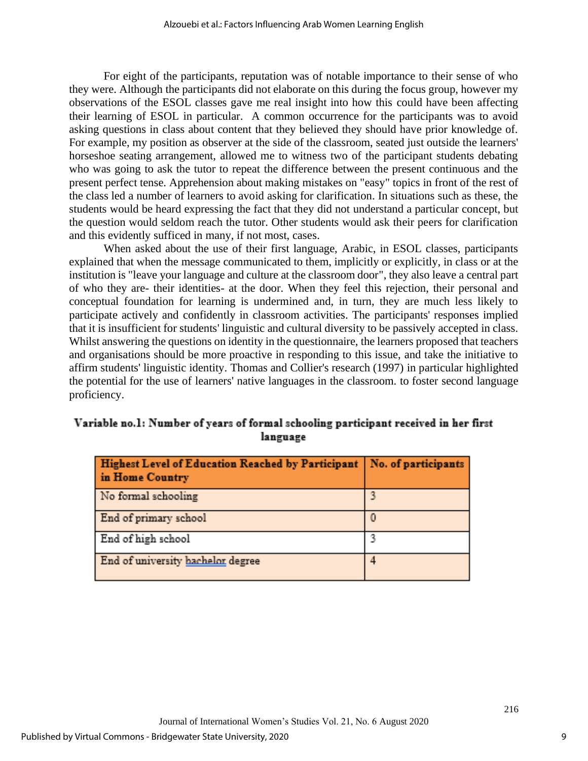For eight of the participants, reputation was of notable importance to their sense of who they were. Although the participants did not elaborate on this during the focus group, however my observations of the ESOL classes gave me real insight into how this could have been affecting their learning of ESOL in particular. A common occurrence for the participants was to avoid asking questions in class about content that they believed they should have prior knowledge of. For example, my position as observer at the side of the classroom, seated just outside the learners' horseshoe seating arrangement, allowed me to witness two of the participant students debating who was going to ask the tutor to repeat the difference between the present continuous and the present perfect tense. Apprehension about making mistakes on "easy" topics in front of the rest of the class led a number of learners to avoid asking for clarification. In situations such as these, the students would be heard expressing the fact that they did not understand a particular concept, but the question would seldom reach the tutor. Other students would ask their peers for clarification and this evidently sufficed in many, if not most, cases.

When asked about the use of their first language, Arabic, in ESOL classes, participants explained that when the message communicated to them, implicitly or explicitly, in class or at the institution is "leave your language and culture at the classroom door", they also leave a central part of who they are- their identities- at the door. When they feel this rejection, their personal and conceptual foundation for learning is undermined and, in turn, they are much less likely to participate actively and confidently in classroom activities. The participants' responses implied that it is insufficient for students' linguistic and cultural diversity to be passively accepted in class. Whilst answering the questions on identity in the questionnaire, the learners proposed that teachers and organisations should be more proactive in responding to this issue, and take the initiative to affirm students' linguistic identity. Thomas and Collier's research (1997) in particular highlighted the potential for the use of learners' native languages in the classroom. to foster second language proficiency.

**Variable no.1: Number of years of formal schooling participant received in her first language**

| Highest Level of Education Reached by Participant in Home Country | No. of participants |
|---|---|
| No formal schooling | 3 |
| End of primary school | 0 |
| End of high school | 3 |
| End of university bachelor degree | 4 |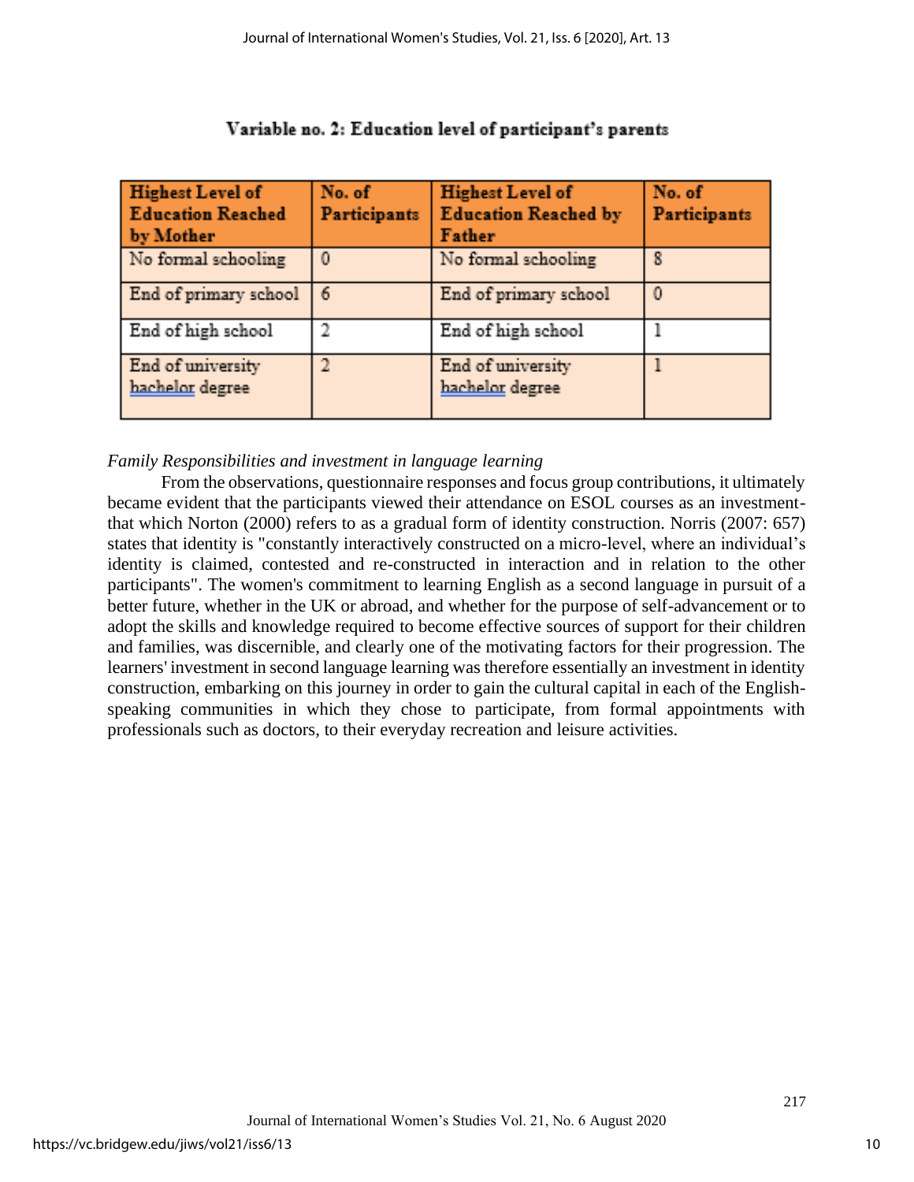**Variable no. 2: Education level of participant's parents**

| Highest Level of Education Reached by Mother | No. of Participants | Highest Level of Education Reached by Father | No. of Participants |
|---|---|---|---|
| No formal schooling | 0 | No formal schooling | 8 |
| End of primary school | 6 | End of primary school | 0 |
| End of high school | 2 | End of high school | 1 |
| End of university bachelor degree | 2 | End of university bachelor degree | 1 |

*Family Responsibilities and investment in language learning*

From the observations, questionnaire responses and focus group contributions, it ultimately became evident that the participants viewed their attendance on ESOL courses as an investment- that which Norton (2000) refers to as a gradual form of identity construction. Norris (2007: 657) states that identity is "constantly interactively constructed on a micro-level, where an individual's identity is claimed, contested and re-constructed in interaction and in relation to the other participants". The women's commitment to learning English as a second language in pursuit of a better future, whether in the UK or abroad, and whether for the purpose of self-advancement or to adopt the skills and knowledge required to become effective sources of support for their children and families, was discernible, and clearly one of the motivating factors for their progression. The learners' investment in second language learning was therefore essentially an investment in identity construction, embarking on this journey in order to gain the cultural capital in each of the English-speaking communities in which they chose to participate, from formal appointments with professionals such as doctors, to their everyday recreation and leisure activities.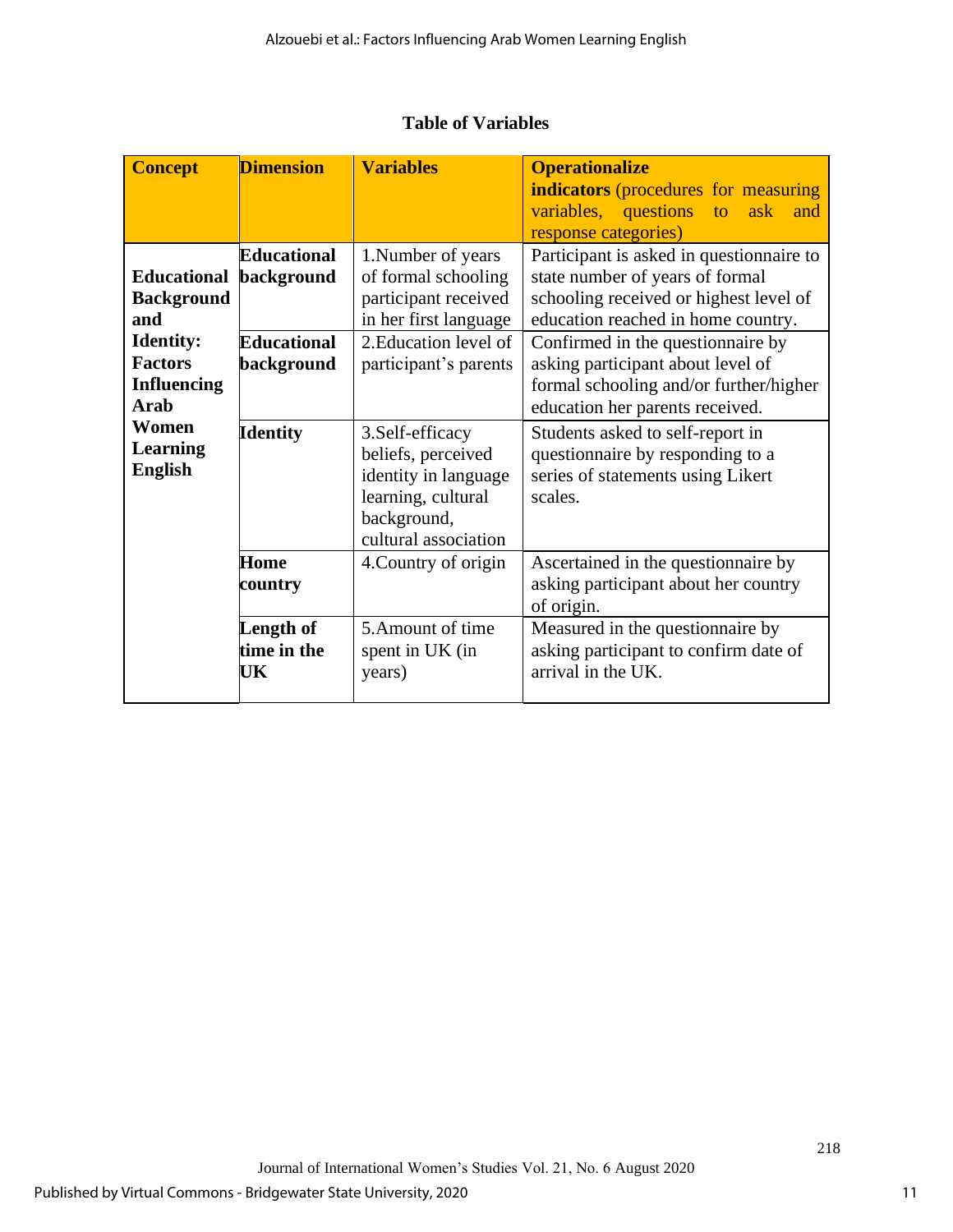**Table of Variables**

| **Concept** | **Dimension** | **Variables** | **Operationalize indicators** (procedures for measuring variables, questions to ask and response categories) |
|---|---|---|---|
| **Educational Background and Identity: Factors Influencing Arab Women Learning English** | **Educational background** | 1.Number of years of formal schooling participant received in her first language | Participant is asked in questionnaire to state number of years of formal schooling received or highest level of education reached in home country. |
| | **Educational background** | 2.Education level of participant's parents | Confirmed in the questionnaire by asking participant about level of formal schooling and/or further/higher education her parents received. |
| | **Identity** | 3.Self-efficacy beliefs, perceived identity in language learning, cultural background, cultural association | Students asked to self-report in questionnaire by responding to a series of statements using Likert scales. |
| | **Home country** | 4.Country of origin | Ascertained in the questionnaire by asking participant about her country of origin. |
| | **Length of time in the UK** | 5.Amount of time spent in UK (in years) | Measured in the questionnaire by asking participant to confirm date of arrival in the UK. |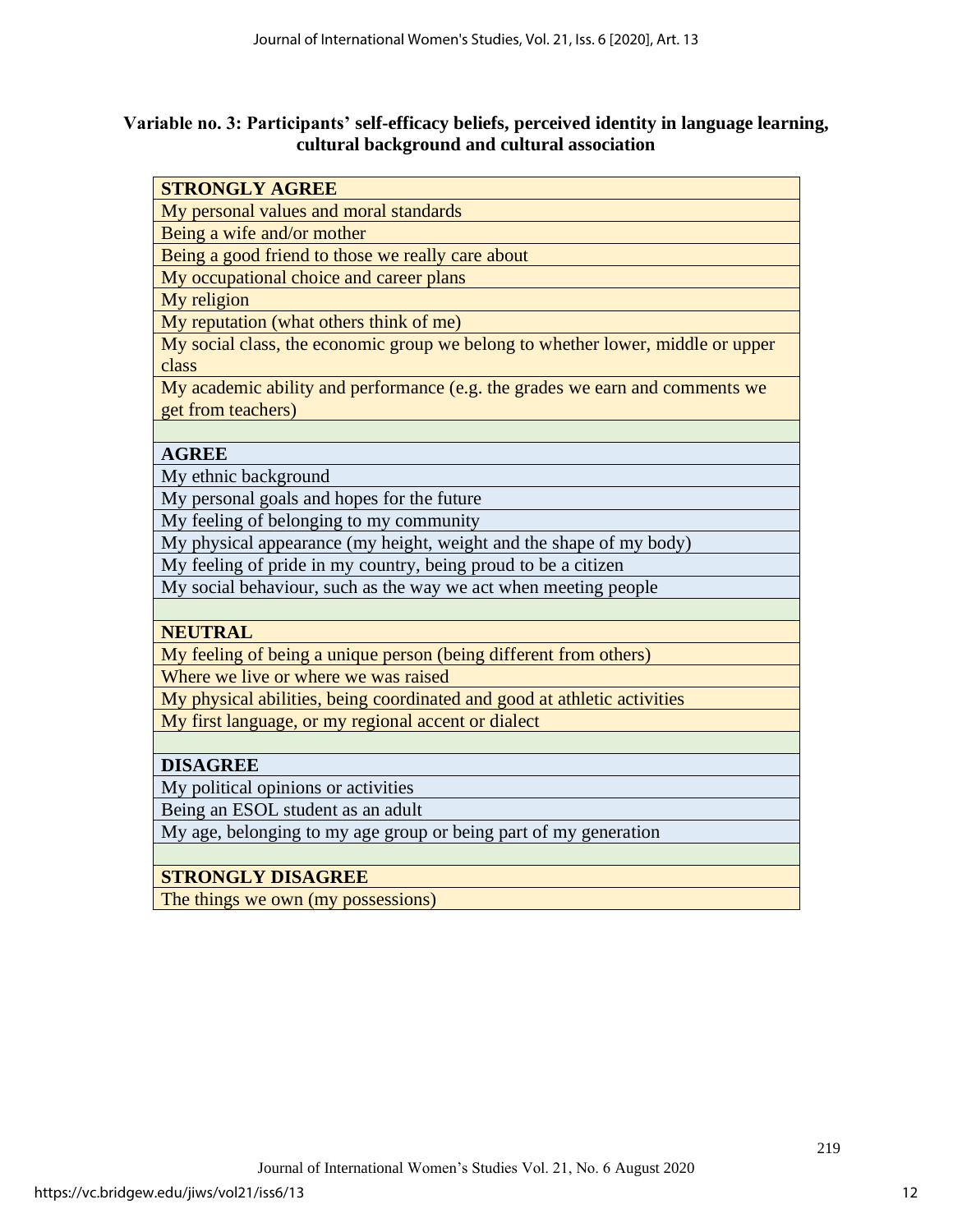**Variable no. 3: Participants' self-efficacy beliefs, perceived identity in language learning, cultural background and cultural association**

| **STRONGLY AGREE** |
|---|
| My personal values and moral standards |
| Being a wife and/or mother |
| Being a good friend to those we really care about |
| My occupational choice and career plans |
| My religion |
| My reputation (what others think of me) |
| My social class, the economic group we belong to whether lower, middle or upper class |
| My academic ability and performance (e.g. the grades we earn and comments we get from teachers) |
| |
| **AGREE** |
| My ethnic background |
| My personal goals and hopes for the future |
| My feeling of belonging to my community |
| My physical appearance (my height, weight and the shape of my body) |
| My feeling of pride in my country, being proud to be a citizen |
| My social behaviour, such as the way we act when meeting people |
| |
| **NEUTRAL** |
| My feeling of being a unique person (being different from others) |
| Where we live or where we was raised |
| My physical abilities, being coordinated and good at athletic activities |
| My first language, or my regional accent or dialect |
| |
| **DISAGREE** |
| My political opinions or activities |
| Being an ESOL student as an adult |
| My age, belonging to my age group or being part of my generation |
| |
| **STRONGLY DISAGREE** |
| The things we own (my possessions) |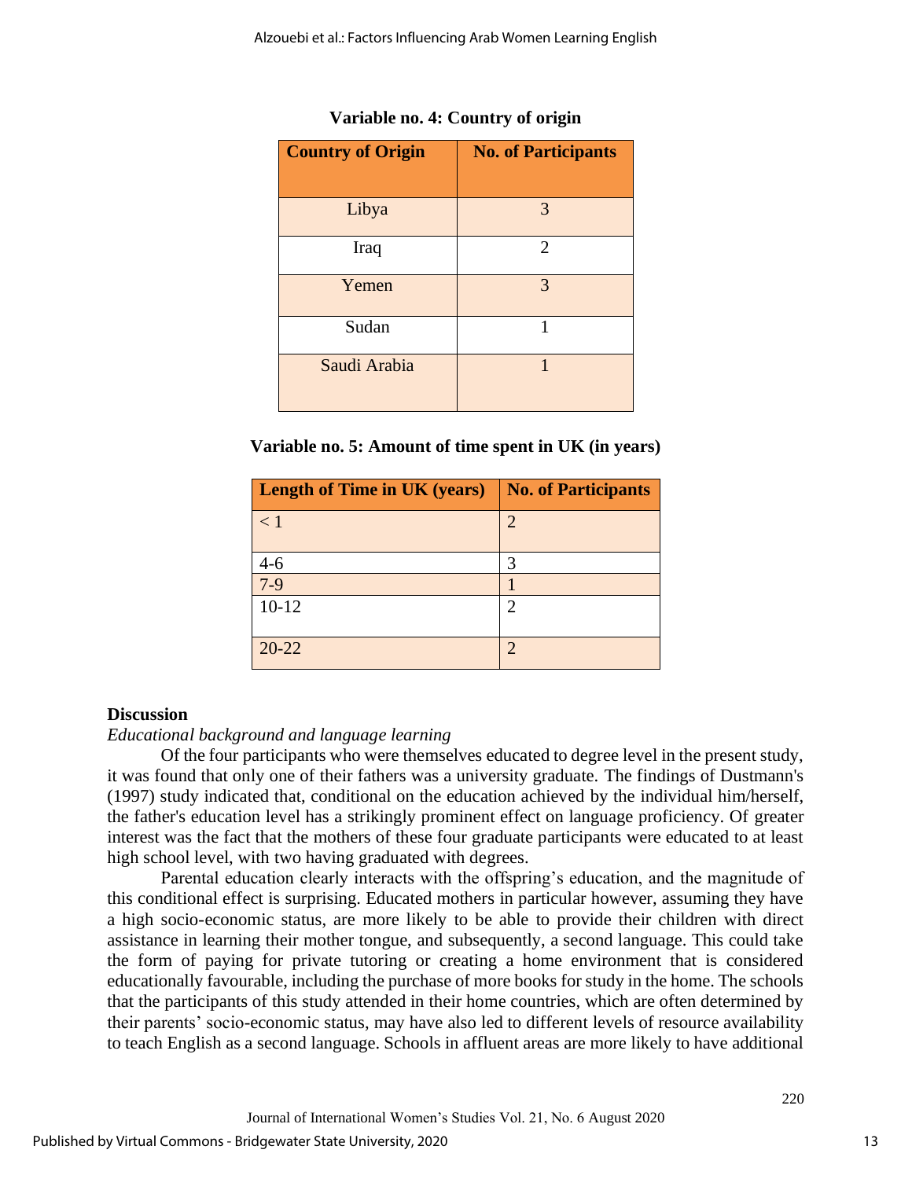**Variable no. 4: Country of origin**

| Country of Origin | No. of Participants |
|---|---|
| Libya | 3 |
| Iraq | 2 |
| Yemen | 3 |
| Sudan | 1 |
| Saudi Arabia | 1 |

**Variable no. 5: Amount of time spent in UK (in years)**

| Length of Time in UK (years) | No. of Participants |
|---|---|
| < 1 | 2 |
| 4-6 | 3 |
| 7-9 | 1 |
| 10-12 | 2 |
| 20-22 | 2 |

## Discussion

*Educational background and language learning*

Of the four participants who were themselves educated to degree level in the present study, it was found that only one of their fathers was a university graduate. The findings of Dustmann's (1997) study indicated that, conditional on the education achieved by the individual him/herself, the father's education level has a strikingly prominent effect on language proficiency. Of greater interest was the fact that the mothers of these four graduate participants were educated to at least high school level, with two having graduated with degrees.

Parental education clearly interacts with the offspring's education, and the magnitude of this conditional effect is surprising. Educated mothers in particular however, assuming they have a high socio-economic status, are more likely to be able to provide their children with direct assistance in learning their mother tongue, and subsequently, a second language. This could take the form of paying for private tutoring or creating a home environment that is considered educationally favourable, including the purchase of more books for study in the home. The schools that the participants of this study attended in their home countries, which are often determined by their parents' socio-economic status, may have also led to different levels of resource availability to teach English as a second language. Schools in affluent areas are more likely to have additional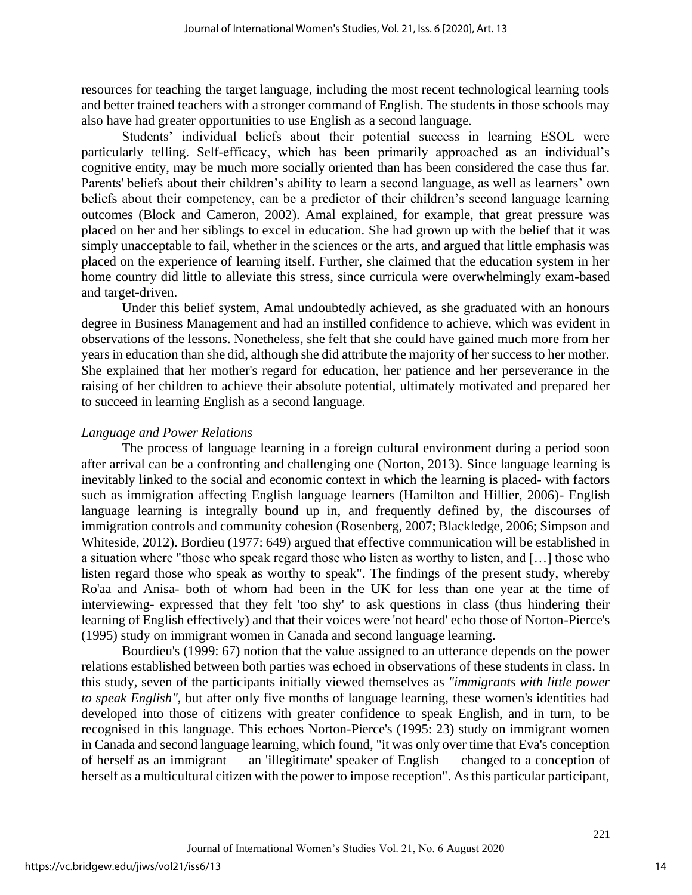resources for teaching the target language, including the most recent technological learning tools and better trained teachers with a stronger command of English. The students in those schools may also have had greater opportunities to use English as a second language.

Students' individual beliefs about their potential success in learning ESOL were particularly telling. Self-efficacy, which has been primarily approached as an individual's cognitive entity, may be much more socially oriented than has been considered the case thus far. Parents' beliefs about their children's ability to learn a second language, as well as learners' own beliefs about their competency, can be a predictor of their children's second language learning outcomes (Block and Cameron, 2002). Amal explained, for example, that great pressure was placed on her and her siblings to excel in education. She had grown up with the belief that it was simply unacceptable to fail, whether in the sciences or the arts, and argued that little emphasis was placed on the experience of learning itself. Further, she claimed that the education system in her home country did little to alleviate this stress, since curricula were overwhelmingly exam-based and target-driven.

Under this belief system, Amal undoubtedly achieved, as she graduated with an honours degree in Business Management and had an instilled confidence to achieve, which was evident in observations of the lessons. Nonetheless, she felt that she could have gained much more from her years in education than she did, although she did attribute the majority of her success to her mother. She explained that her mother's regard for education, her patience and her perseverance in the raising of her children to achieve their absolute potential, ultimately motivated and prepared her to succeed in learning English as a second language.

*Language and Power Relations*

The process of language learning in a foreign cultural environment during a period soon after arrival can be a confronting and challenging one (Norton, 2013). Since language learning is inevitably linked to the social and economic context in which the learning is placed- with factors such as immigration affecting English language learners (Hamilton and Hillier, 2006)- English language learning is integrally bound up in, and frequently defined by, the discourses of immigration controls and community cohesion (Rosenberg, 2007; Blackledge, 2006; Simpson and Whiteside, 2012). Bordieu (1977: 649) argued that effective communication will be established in a situation where "those who speak regard those who listen as worthy to listen, and […] those who listen regard those who speak as worthy to speak". The findings of the present study, whereby Ro'aa and Anisa- both of whom had been in the UK for less than one year at the time of interviewing- expressed that they felt 'too shy' to ask questions in class (thus hindering their learning of English effectively) and that their voices were 'not heard' echo those of Norton-Pierce's (1995) study on immigrant women in Canada and second language learning.

Bourdieu's (1999: 67) notion that the value assigned to an utterance depends on the power relations established between both parties was echoed in observations of these students in class. In this study, seven of the participants initially viewed themselves as *"immigrants with little power to speak English"*, but after only five months of language learning, these women's identities had developed into those of citizens with greater confidence to speak English, and in turn, to be recognised in this language. This echoes Norton-Pierce's (1995: 23) study on immigrant women in Canada and second language learning, which found, "it was only over time that Eva's conception of herself as an immigrant — an 'illegitimate' speaker of English — changed to a conception of herself as a multicultural citizen with the power to impose reception". As this particular participant,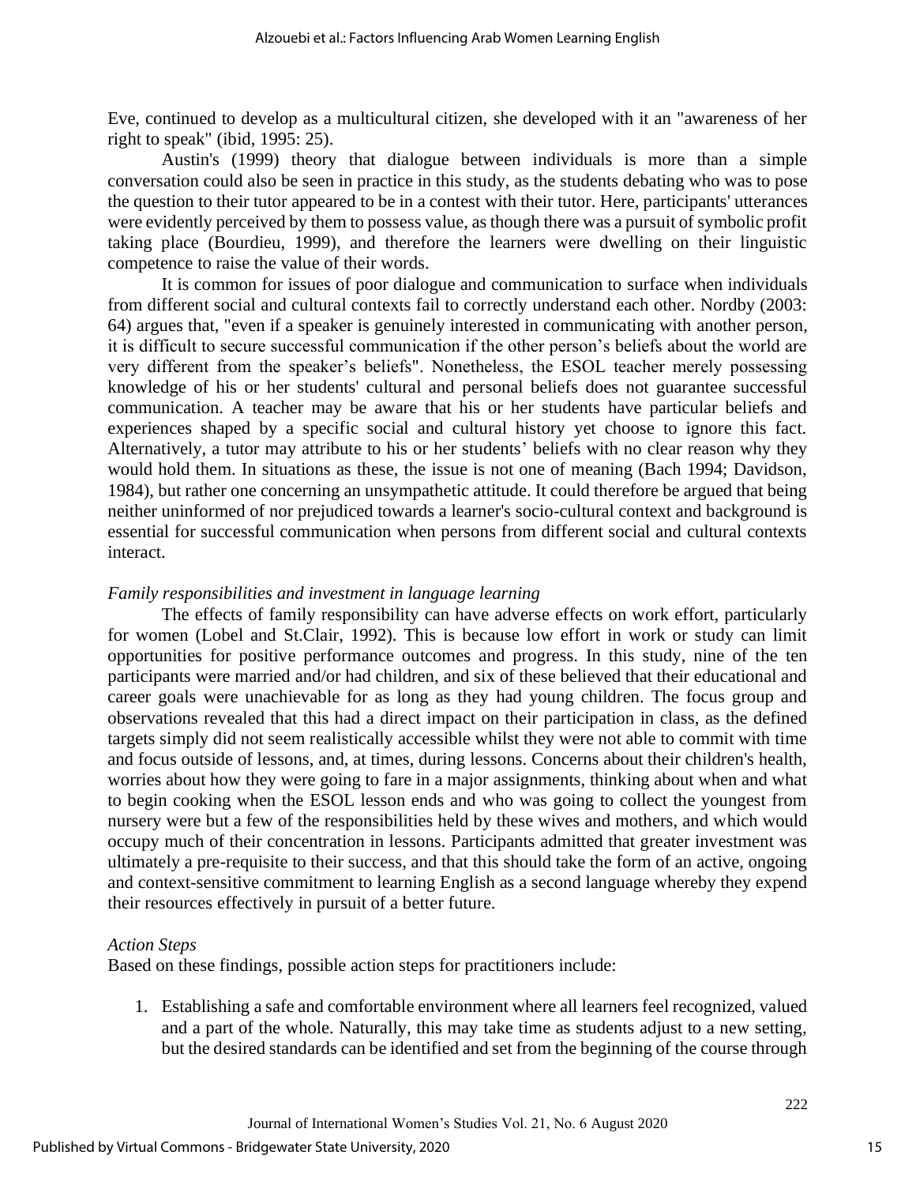Eve, continued to develop as a multicultural citizen, she developed with it an "awareness of her right to speak" (ibid, 1995: 25).

Austin's (1999) theory that dialogue between individuals is more than a simple conversation could also be seen in practice in this study, as the students debating who was to pose the question to their tutor appeared to be in a contest with their tutor. Here, participants' utterances were evidently perceived by them to possess value, as though there was a pursuit of symbolic profit taking place (Bourdieu, 1999), and therefore the learners were dwelling on their linguistic competence to raise the value of their words.

It is common for issues of poor dialogue and communication to surface when individuals from different social and cultural contexts fail to correctly understand each other. Nordby (2003: 64) argues that, "even if a speaker is genuinely interested in communicating with another person, it is difficult to secure successful communication if the other person's beliefs about the world are very different from the speaker's beliefs". Nonetheless, the ESOL teacher merely possessing knowledge of his or her students' cultural and personal beliefs does not guarantee successful communication. A teacher may be aware that his or her students have particular beliefs and experiences shaped by a specific social and cultural history yet choose to ignore this fact. Alternatively, a tutor may attribute to his or her students' beliefs with no clear reason why they would hold them. In situations as these, the issue is not one of meaning (Bach 1994; Davidson, 1984), but rather one concerning an unsympathetic attitude. It could therefore be argued that being neither uninformed of nor prejudiced towards a learner's socio-cultural context and background is essential for successful communication when persons from different social and cultural contexts interact.

*Family responsibilities and investment in language learning*

The effects of family responsibility can have adverse effects on work effort, particularly for women (Lobel and St.Clair, 1992). This is because low effort in work or study can limit opportunities for positive performance outcomes and progress. In this study, nine of the ten participants were married and/or had children, and six of these believed that their educational and career goals were unachievable for as long as they had young children. The focus group and observations revealed that this had a direct impact on their participation in class, as the defined targets simply did not seem realistically accessible whilst they were not able to commit with time and focus outside of lessons, and, at times, during lessons. Concerns about their children's health, worries about how they were going to fare in a major assignments, thinking about when and what to begin cooking when the ESOL lesson ends and who was going to collect the youngest from nursery were but a few of the responsibilities held by these wives and mothers, and which would occupy much of their concentration in lessons. Participants admitted that greater investment was ultimately a pre-requisite to their success, and that this should take the form of an active, ongoing and context-sensitive commitment to learning English as a second language whereby they expend their resources effectively in pursuit of a better future.

*Action Steps*

Based on these findings, possible action steps for practitioners include:

1. Establishing a safe and comfortable environment where all learners feel recognized, valued and a part of the whole. Naturally, this may take time as students adjust to a new setting, but the desired standards can be identified and set from the beginning of the course through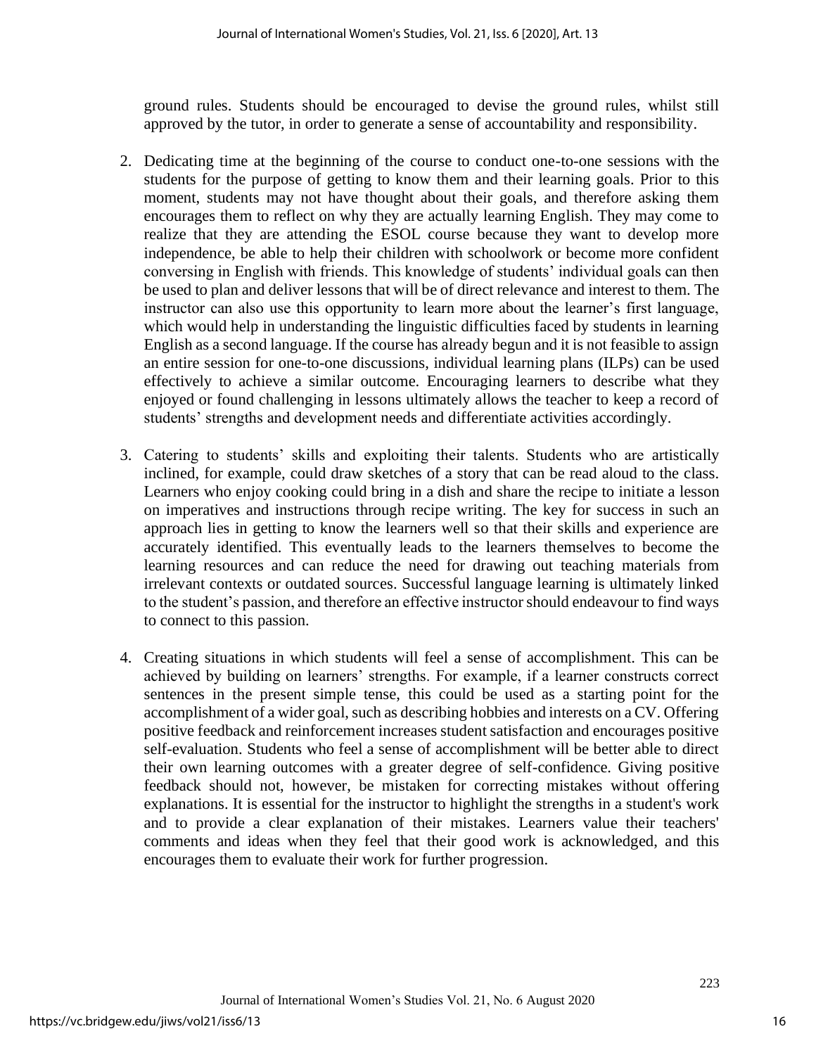ground rules. Students should be encouraged to devise the ground rules, whilst still approved by the tutor, in order to generate a sense of accountability and responsibility.

2. Dedicating time at the beginning of the course to conduct one-to-one sessions with the students for the purpose of getting to know them and their learning goals. Prior to this moment, students may not have thought about their goals, and therefore asking them encourages them to reflect on why they are actually learning English. They may come to realize that they are attending the ESOL course because they want to develop more independence, be able to help their children with schoolwork or become more confident conversing in English with friends. This knowledge of students' individual goals can then be used to plan and deliver lessons that will be of direct relevance and interest to them. The instructor can also use this opportunity to learn more about the learner's first language, which would help in understanding the linguistic difficulties faced by students in learning English as a second language. If the course has already begun and it is not feasible to assign an entire session for one-to-one discussions, individual learning plans (ILPs) can be used effectively to achieve a similar outcome. Encouraging learners to describe what they enjoyed or found challenging in lessons ultimately allows the teacher to keep a record of students' strengths and development needs and differentiate activities accordingly.

3. Catering to students' skills and exploiting their talents. Students who are artistically inclined, for example, could draw sketches of a story that can be read aloud to the class. Learners who enjoy cooking could bring in a dish and share the recipe to initiate a lesson on imperatives and instructions through recipe writing. The key for success in such an approach lies in getting to know the learners well so that their skills and experience are accurately identified. This eventually leads to the learners themselves to become the learning resources and can reduce the need for drawing out teaching materials from irrelevant contexts or outdated sources. Successful language learning is ultimately linked to the student's passion, and therefore an effective instructor should endeavour to find ways to connect to this passion.

4. Creating situations in which students will feel a sense of accomplishment. This can be achieved by building on learners' strengths. For example, if a learner constructs correct sentences in the present simple tense, this could be used as a starting point for the accomplishment of a wider goal, such as describing hobbies and interests on a CV. Offering positive feedback and reinforcement increases student satisfaction and encourages positive self-evaluation. Students who feel a sense of accomplishment will be better able to direct their own learning outcomes with a greater degree of self-confidence. Giving positive feedback should not, however, be mistaken for correcting mistakes without offering explanations. It is essential for the instructor to highlight the strengths in a student's work and to provide a clear explanation of their mistakes. Learners value their teachers' comments and ideas when they feel that their good work is acknowledged, and this encourages them to evaluate their work for further progression.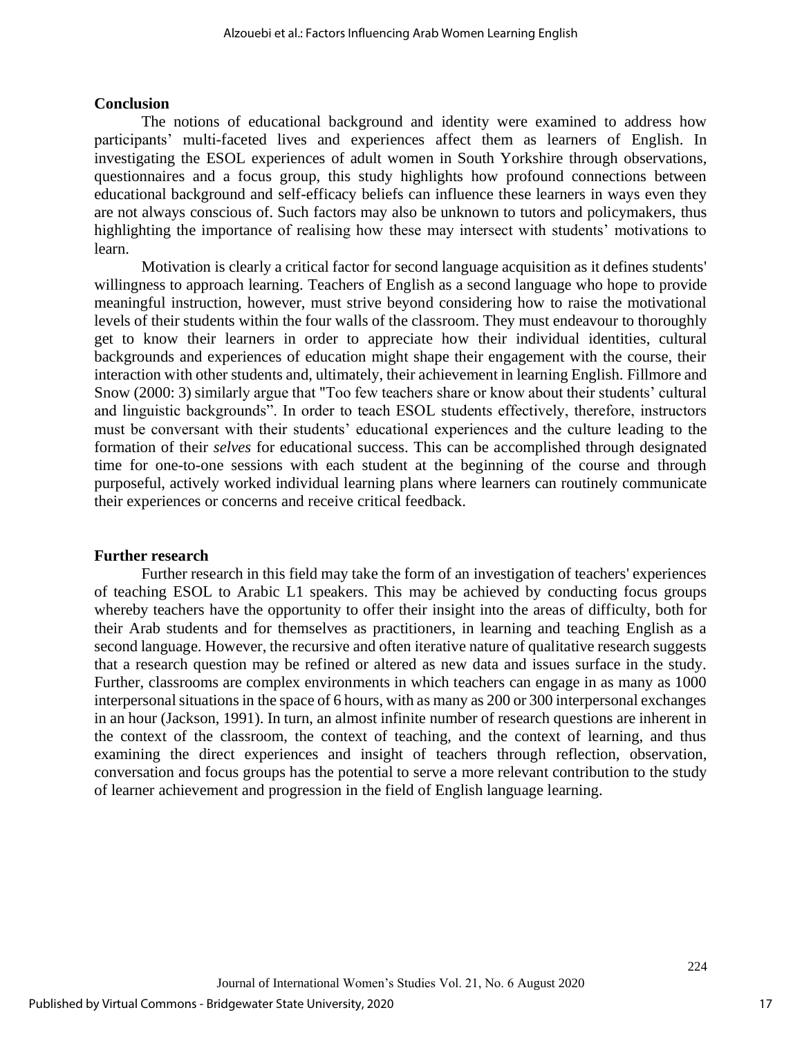## Conclusion

The notions of educational background and identity were examined to address how participants' multi-faceted lives and experiences affect them as learners of English. In investigating the ESOL experiences of adult women in South Yorkshire through observations, questionnaires and a focus group, this study highlights how profound connections between educational background and self-efficacy beliefs can influence these learners in ways even they are not always conscious of. Such factors may also be unknown to tutors and policymakers, thus highlighting the importance of realising how these may intersect with students' motivations to learn.

Motivation is clearly a critical factor for second language acquisition as it defines students' willingness to approach learning. Teachers of English as a second language who hope to provide meaningful instruction, however, must strive beyond considering how to raise the motivational levels of their students within the four walls of the classroom. They must endeavour to thoroughly get to know their learners in order to appreciate how their individual identities, cultural backgrounds and experiences of education might shape their engagement with the course, their interaction with other students and, ultimately, their achievement in learning English. Fillmore and Snow (2000: 3) similarly argue that "Too few teachers share or know about their students' cultural and linguistic backgrounds". In order to teach ESOL students effectively, therefore, instructors must be conversant with their students' educational experiences and the culture leading to the formation of their *selves* for educational success. This can be accomplished through designated time for one-to-one sessions with each student at the beginning of the course and through purposeful, actively worked individual learning plans where learners can routinely communicate their experiences or concerns and receive critical feedback.

## Further research

Further research in this field may take the form of an investigation of teachers' experiences of teaching ESOL to Arabic L1 speakers. This may be achieved by conducting focus groups whereby teachers have the opportunity to offer their insight into the areas of difficulty, both for their Arab students and for themselves as practitioners, in learning and teaching English as a second language. However, the recursive and often iterative nature of qualitative research suggests that a research question may be refined or altered as new data and issues surface in the study. Further, classrooms are complex environments in which teachers can engage in as many as 1000 interpersonal situations in the space of 6 hours, with as many as 200 or 300 interpersonal exchanges in an hour (Jackson, 1991). In turn, an almost infinite number of research questions are inherent in the context of the classroom, the context of teaching, and the context of learning, and thus examining the direct experiences and insight of teachers through reflection, observation, conversation and focus groups has the potential to serve a more relevant contribution to the study of learner achievement and progression in the field of English language learning.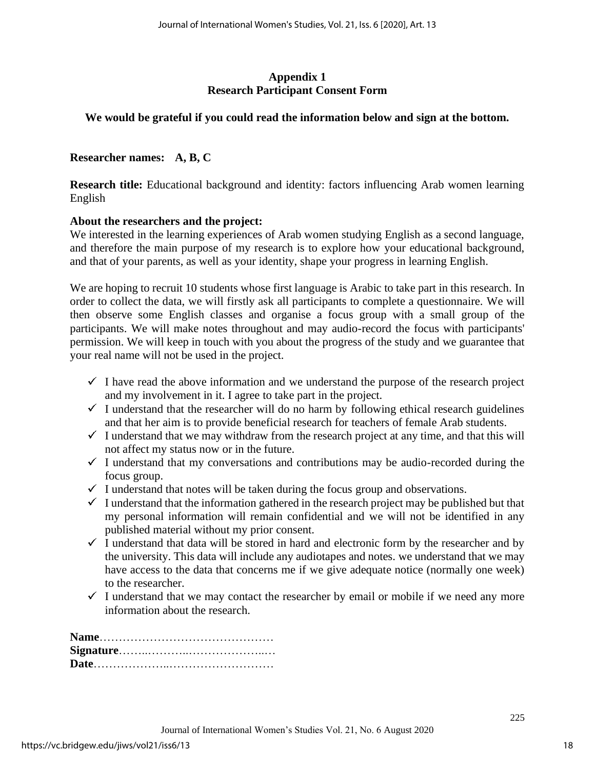**Appendix 1**
**Research Participant Consent Form**

**We would be grateful if you could read the information below and sign at the bottom.**

**Researcher names: A, B, C**

**Research title:** Educational background and identity: factors influencing Arab women learning English

**About the researchers and the project:**
We interested in the learning experiences of Arab women studying English as a second language, and therefore the main purpose of my research is to explore how your educational background, and that of your parents, as well as your identity, shape your progress in learning English.

We are hoping to recruit 10 students whose first language is Arabic to take part in this research. In order to collect the data, we will firstly ask all participants to complete a questionnaire. We will then observe some English classes and organise a focus group with a small group of the participants. We will make notes throughout and may audio-record the focus with participants' permission. We will keep in touch with you about the progress of the study and we guarantee that your real name will not be used in the project.

- ✓ I have read the above information and we understand the purpose of the research project and my involvement in it. I agree to take part in the project.
- ✓ I understand that the researcher will do no harm by following ethical research guidelines and that her aim is to provide beneficial research for teachers of female Arab students.
- ✓ I understand that we may withdraw from the research project at any time, and that this will not affect my status now or in the future.
- ✓ I understand that my conversations and contributions may be audio-recorded during the focus group.
- ✓ I understand that notes will be taken during the focus group and observations.
- ✓ I understand that the information gathered in the research project may be published but that my personal information will remain confidential and we will not be identified in any published material without my prior consent.
- ✓ I understand that data will be stored in hard and electronic form by the researcher and by the university. This data will include any audiotapes and notes. we understand that we may have access to the data that concerns me if we give adequate notice (normally one week) to the researcher.
- ✓ I understand that we may contact the researcher by email or mobile if we need any more information about the research.

**Name**………………………………………
**Signature**……..………..………………..…
**Date**………………..………………………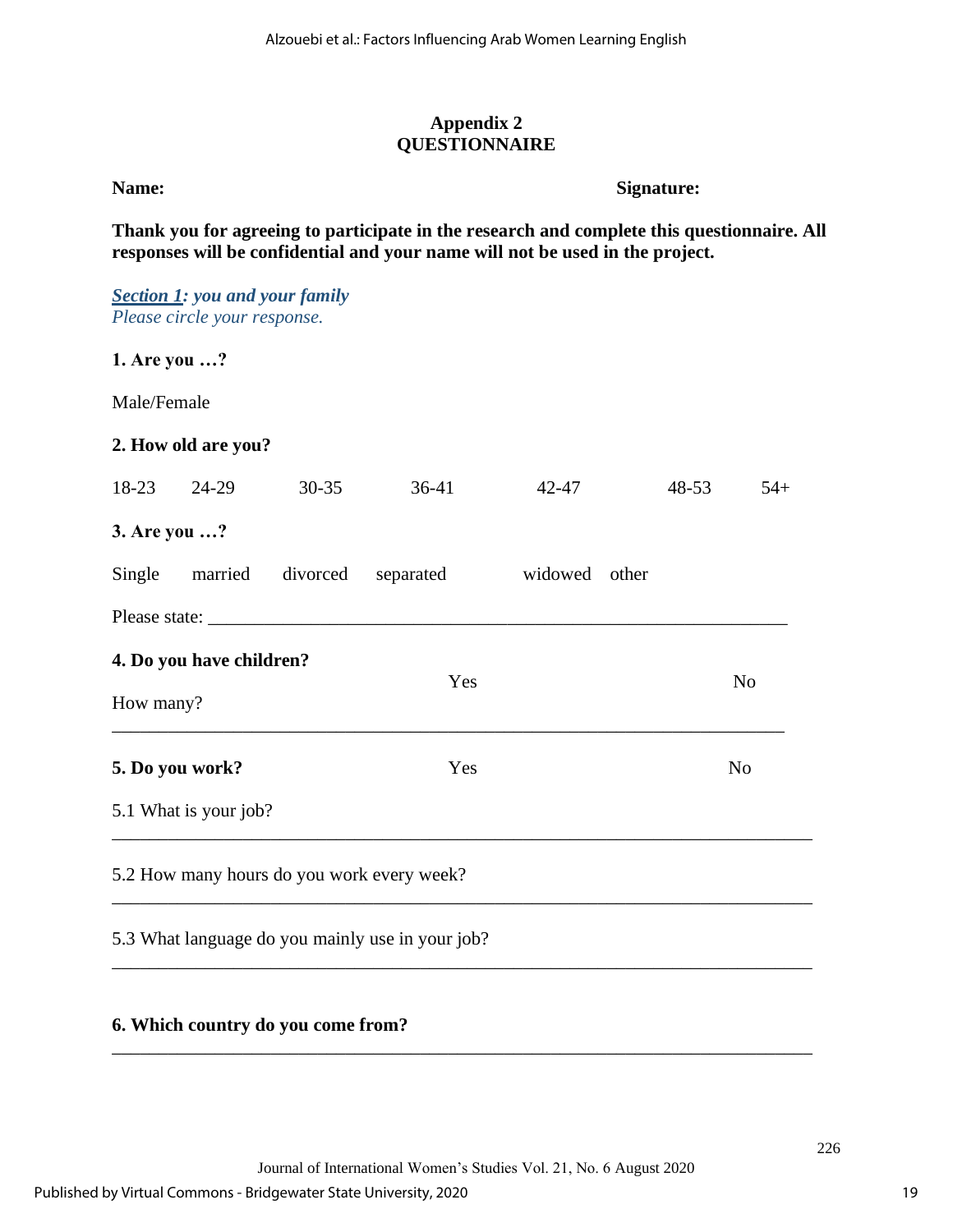## Appendix 2
## QUESTIONNAIRE

**Name:** **Signature:**

**Thank you for agreeing to participate in the research and complete this questionnaire. All responses will be confidential and your name will not be used in the project.**

***Section 1: you and your family***
*Please circle your response.*

**1. Are you …?**

Male/Female

**2. How old are you?**

18-23 24-29 30-35 36-41 42-47 48-53 54+

**3. Are you …?**

Single married divorced separated widowed other

Please state: ______________________________________________________________

**4. Do you have children?** Yes No

How many?

______________________________________________________________

**5. Do you work?** Yes No

5.1 What is your job?

______________________________________________________________

5.2 How many hours do you work every week?

______________________________________________________________

5.3 What language do you mainly use in your job?

______________________________________________________________

**6. Which country do you come from?**

______________________________________________________________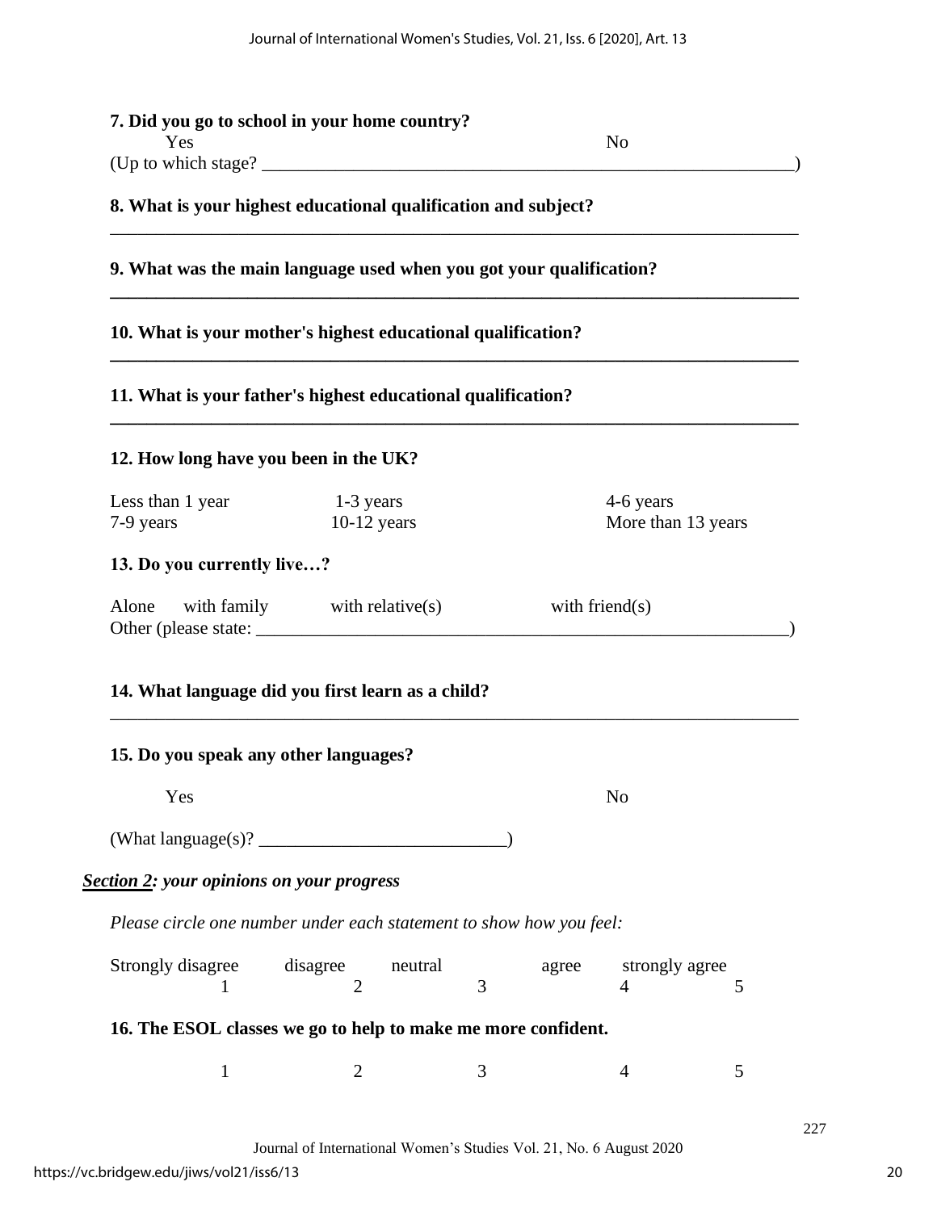**7. Did you go to school in your home country?**

Yes No

(Up to which stage? ____________________________________________________________)

**8. What is your highest educational qualification and subject?**

___________________________________________________________________________

**9. What was the main language used when you got your qualification?**

___________________________________________________________________________

**10. What is your mother's highest educational qualification?**

___________________________________________________________________________

**11. What is your father's highest educational qualification?**

___________________________________________________________________________

**12. How long have you been in the UK?**

Less than 1 year 1-3 years 4-6 years
7-9 years 10-12 years More than 13 years

**13. Do you currently live…?**

Alone with family with relative(s) with friend(s)
Other (please state: ____________________________________________________________)

**14. What language did you first learn as a child?**

___________________________________________________________________________

**15. Do you speak any other languages?**

Yes No

(What language(s)? __________________________)

***Section 2: your opinions on your progress***

*Please circle one number under each statement to show how you feel:*

| Strongly disagree | disagree | neutral | agree | strongly agree |
|---|---|---|---|---|
| 1 | 2 | 3 | 4 | 5 |

**16. The ESOL classes we go to help to make me more confident.**

1 2 3 4 5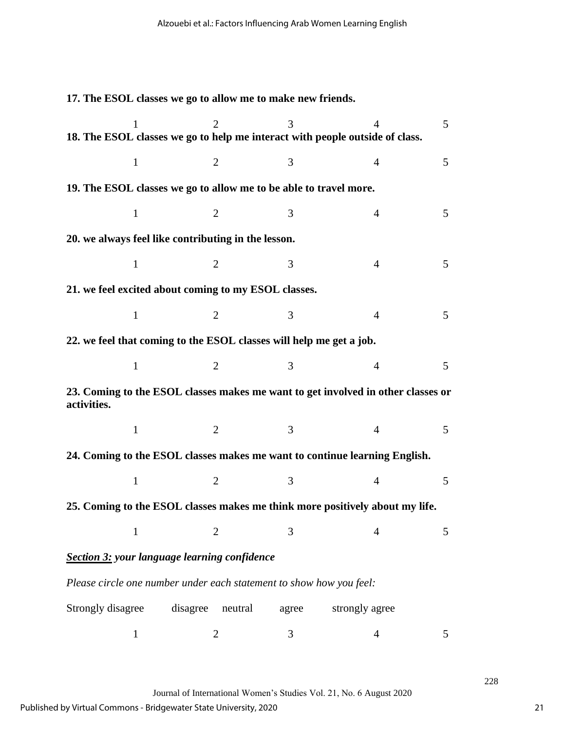**17. The ESOL classes we go to allow me to make new friends.**

1 2 3 4 5

**18. The ESOL classes we go to help me interact with people outside of class.**

1 2 3 4 5

**19. The ESOL classes we go to allow me to be able to travel more.**

1 2 3 4 5

**20. we always feel like contributing in the lesson.**

1 2 3 4 5

**21. we feel excited about coming to my ESOL classes.**

1 2 3 4 5

**22. we feel that coming to the ESOL classes will help me get a job.**

1 2 3 4 5

**23. Coming to the ESOL classes makes me want to get involved in other classes or activities.**

1 2 3 4 5

**24. Coming to the ESOL classes makes me want to continue learning English.**

1 2 3 4 5

**25. Coming to the ESOL classes makes me think more positively about my life.**

1 2 3 4 5

***Section 3:* *your language learning confidence***

*Please circle one number under each statement to show how you feel:*

Strongly disagree disagree neutral agree strongly agree

1 2 3 4 5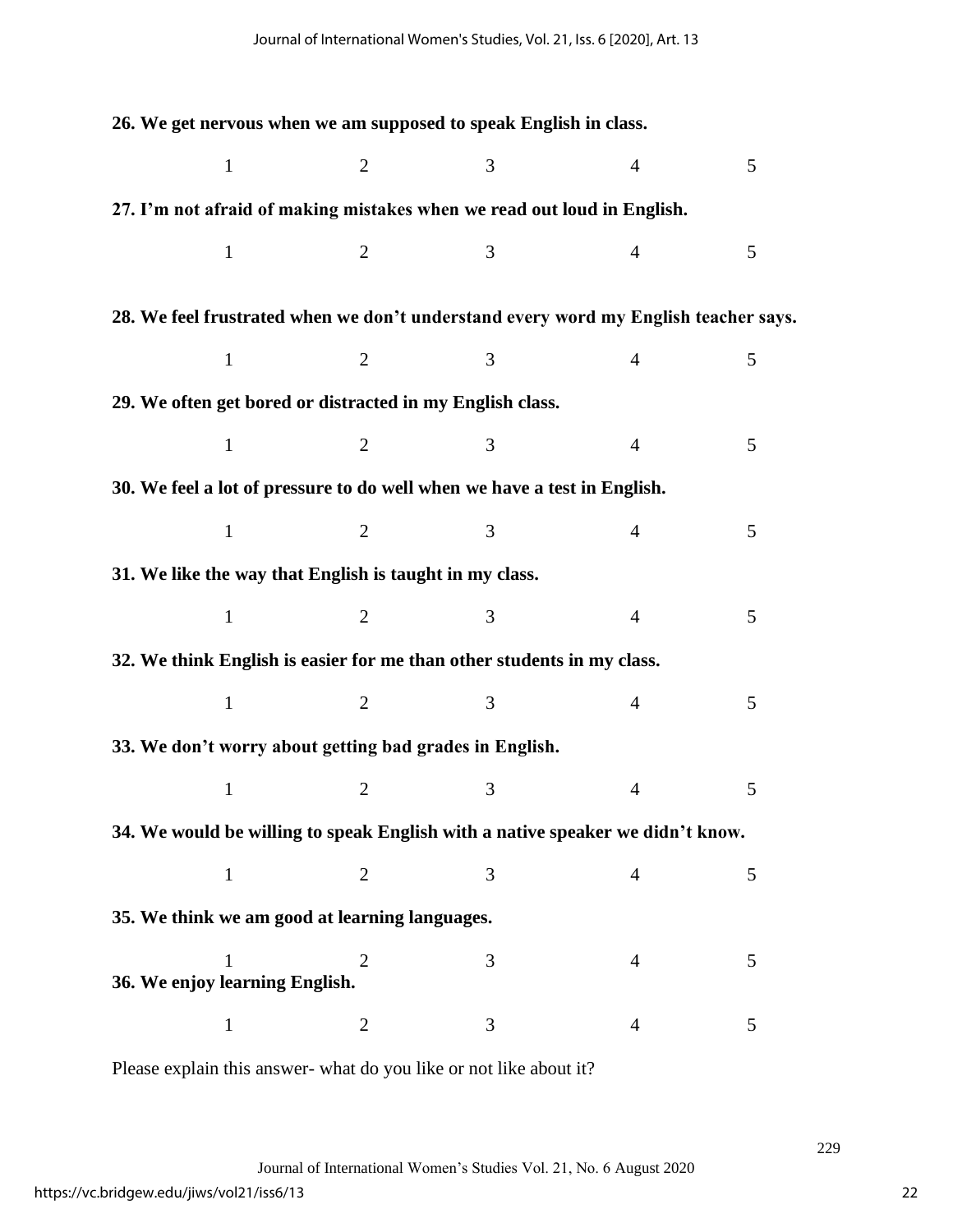**26. We get nervous when we am supposed to speak English in class.**

1 2 3 4 5

**27. I'm not afraid of making mistakes when we read out loud in English.**

1 2 3 4 5

**28. We feel frustrated when we don't understand every word my English teacher says.**

1 2 3 4 5

**29. We often get bored or distracted in my English class.**

1 2 3 4 5

**30. We feel a lot of pressure to do well when we have a test in English.**

1 2 3 4 5

**31. We like the way that English is taught in my class.**

1 2 3 4 5

**32. We think English is easier for me than other students in my class.**

1 2 3 4 5

**33. We don't worry about getting bad grades in English.**

1 2 3 4 5

**34. We would be willing to speak English with a native speaker we didn't know.**

1 2 3 4 5

**35. We think we am good at learning languages.**

1 2 3 4 5

**36. We enjoy learning English.**

1 2 3 4 5

Please explain this answer- what do you like or not like about it?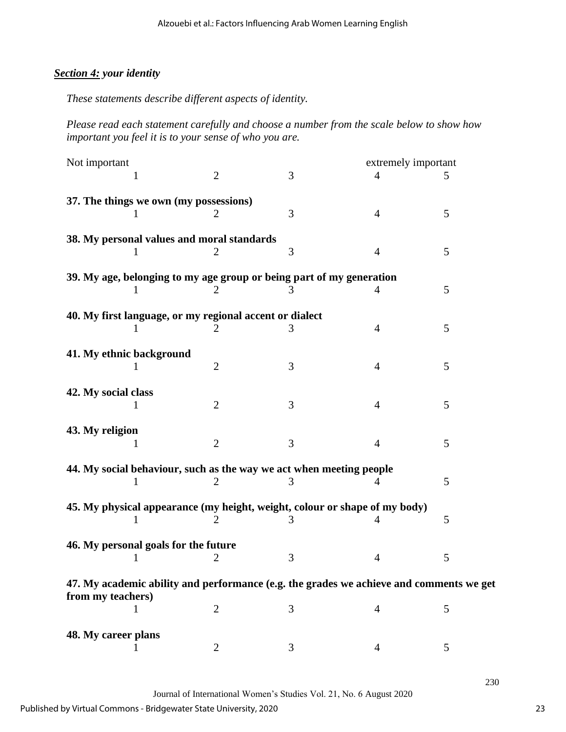***Section 4:*** ***your identity***

*These statements describe different aspects of identity.*

*Please read each statement carefully and choose a number from the scale below to show how important you feel it is to your sense of who you are.*

| Not important | | | | extremely important |
|---|---|---|---|---|
| 1 | 2 | 3 | 4 | 5 |

**37. The things we own (my possessions)**

1 2 3 4 5

**38. My personal values and moral standards**

1 2 3 4 5

**39. My age, belonging to my age group or being part of my generation**

1 2 3 4 5

**40. My first language, or my regional accent or dialect**

1 2 3 4 5

**41. My ethnic background**

1 2 3 4 5

**42. My social class**

1 2 3 4 5

**43. My religion**

1 2 3 4 5

**44. My social behaviour, such as the way we act when meeting people**

1 2 3 4 5

**45. My physical appearance (my height, weight, colour or shape of my body)**

1 2 3 4 5

**46. My personal goals for the future**

1 2 3 4 5

**47. My academic ability and performance (e.g. the grades we achieve and comments we get from my teachers)**

1 2 3 4 5

**48. My career plans**

1 2 3 4 5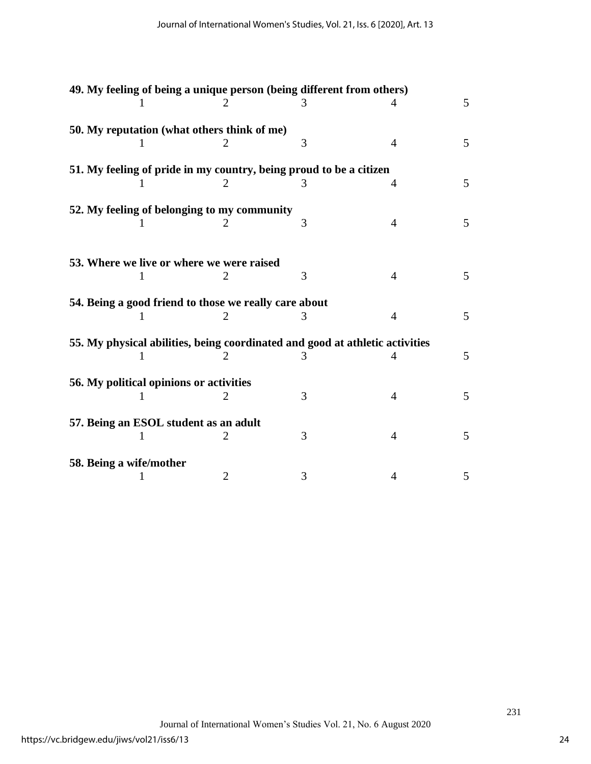**49. My feeling of being a unique person (being different from others)**

1 2 3 4 5

**50. My reputation (what others think of me)**

1 2 3 4 5

**51. My feeling of pride in my country, being proud to be a citizen**

1 2 3 4 5

**52. My feeling of belonging to my community**

1 2 3 4 5

**53. Where we live or where we were raised**

1 2 3 4 5

**54. Being a good friend to those we really care about**

1 2 3 4 5

**55. My physical abilities, being coordinated and good at athletic activities**

1 2 3 4 5

**56. My political opinions or activities**

1 2 3 4 5

**57. Being an ESOL student as an adult**

1 2 3 4 5

**58. Being a wife/mother**

1 2 3 4 5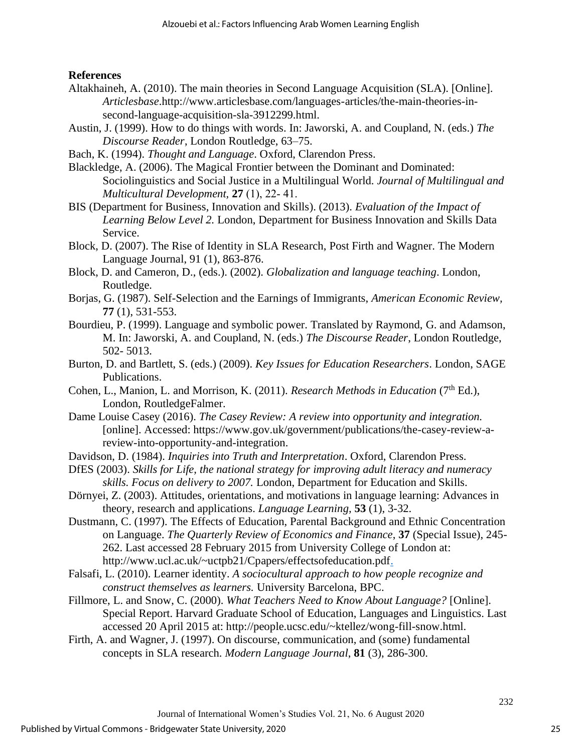**References**

Altakhaineh, A. (2010). The main theories in Second Language Acquisition (SLA). [Online]. *Articlesbase*.http://www.articlesbase.com/languages-articles/the-main-theories-in-second-language-acquisition-sla-3912299.html.

Austin, J. (1999). How to do things with words. In: Jaworski, A. and Coupland, N. (eds.) *The Discourse Reader*, London Routledge, 63–75.

Bach, K. (1994). *Thought and Language*. Oxford, Clarendon Press.

Blackledge, A. (2006). The Magical Frontier between the Dominant and Dominated: Sociolinguistics and Social Justice in a Multilingual World. *Journal of Multilingual and Multicultural Development*, **27** (1), 22- 41.

BIS (Department for Business, Innovation and Skills). (2013). *Evaluation of the Impact of Learning Below Level 2.* London, Department for Business Innovation and Skills Data Service.

Block, D. (2007). The Rise of Identity in SLA Research, Post Firth and Wagner. The Modern Language Journal, 91 (1), 863-876.

Block, D. and Cameron, D., (eds.). (2002). *Globalization and language teaching*. London, Routledge.

Borjas, G. (1987). Self-Selection and the Earnings of Immigrants, *American Economic Review*, **77** (1), 531-553.

Bourdieu, P. (1999). Language and symbolic power. Translated by Raymond, G. and Adamson, M. In: Jaworski, A. and Coupland, N. (eds.) *The Discourse Reader*, London Routledge, 502- 5013.

Burton, D. and Bartlett, S. (eds.) (2009). *Key Issues for Education Researchers*. London, SAGE Publications.

Cohen, L., Manion, L. and Morrison, K. (2011). *Research Methods in Education* (7th Ed.), London, RoutledgeFalmer.

Dame Louise Casey (2016). *The Casey Review: A review into opportunity and integration.* [online]. Accessed: https://www.gov.uk/government/publications/the-casey-review-a-review-into-opportunity-and-integration.

Davidson, D. (1984). *Inquiries into Truth and Interpretation*. Oxford, Clarendon Press.

DfES (2003). *Skills for Life, the national strategy for improving adult literacy and numeracy skills. Focus on delivery to 2007.* London, Department for Education and Skills.

Dörnyei, Z. (2003). Attitudes, orientations, and motivations in language learning: Advances in theory, research and applications. *Language Learning*, **53** (1), 3-32.

Dustmann, C. (1997). The Effects of Education, Parental Background and Ethnic Concentration on Language. *The Quarterly Review of Economics and Finance*, **37** (Special Issue), 245-262. Last accessed 28 February 2015 from University College of London at: http://www.ucl.ac.uk/~uctpb21/Cpapers/effectsofeducation.pdf.

Falsafi, L. (2010). Learner identity. *A sociocultural approach to how people recognize and construct themselves as learners.* University Barcelona, BPC.

Fillmore, L. and Snow, C. (2000). *What Teachers Need to Know About Language?* [Online]. Special Report. Harvard Graduate School of Education, Languages and Linguistics. Last accessed 20 April 2015 at: http://people.ucsc.edu/~ktellez/wong-fill-snow.html.

Firth, A. and Wagner, J. (1997). On discourse, communication, and (some) fundamental concepts in SLA research. *Modern Language Journal*, **81** (3), 286-300.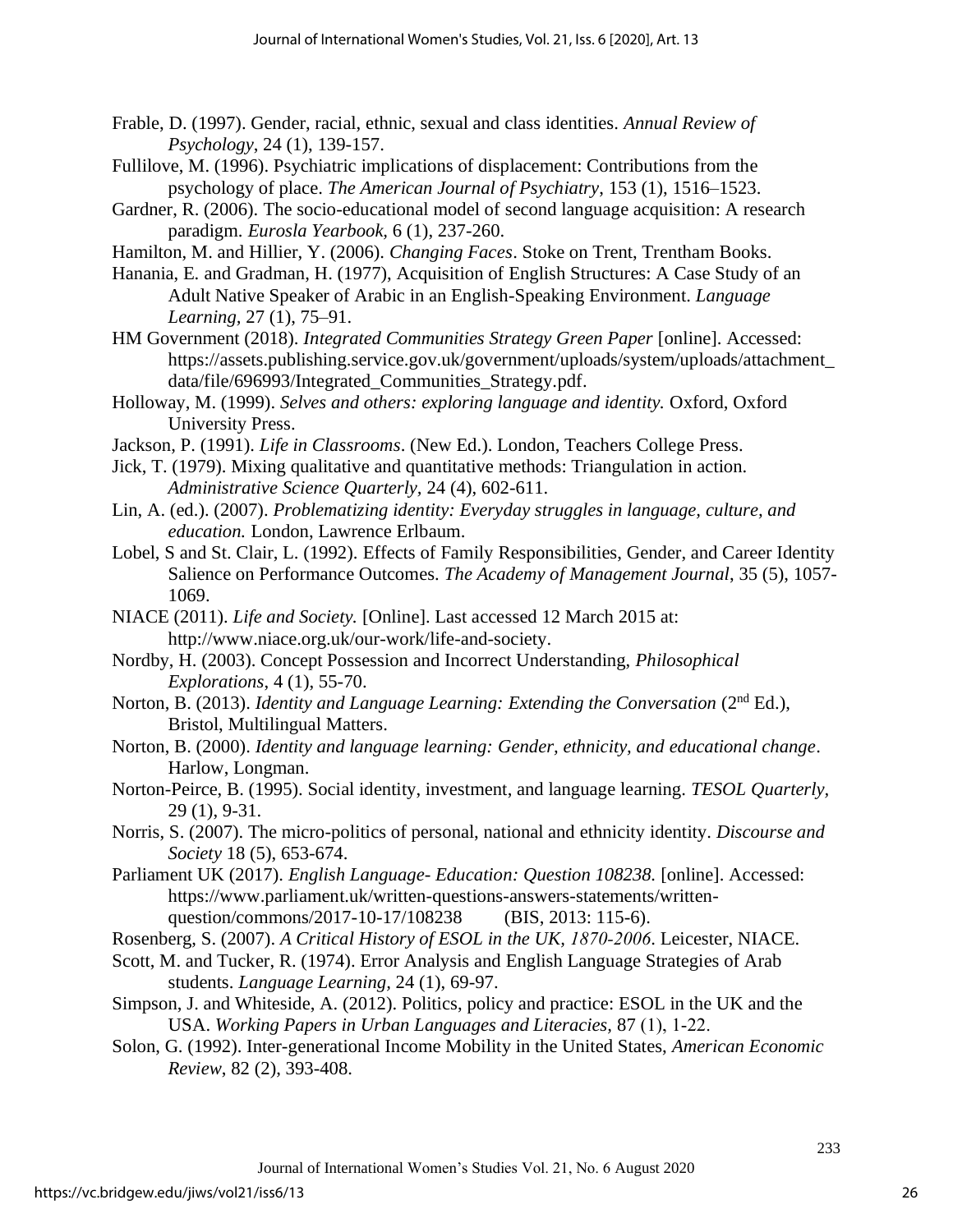Frable, D. (1997). Gender, racial, ethnic, sexual and class identities. *Annual Review of Psychology*, 24 (1), 139-157.

Fullilove, M. (1996). Psychiatric implications of displacement: Contributions from the psychology of place. *The American Journal of Psychiatry*, 153 (1), 1516–1523.

Gardner, R. (2006). The socio-educational model of second language acquisition: A research paradigm. *Eurosla Yearbook,* 6 (1), 237-260.

Hamilton, M. and Hillier, Y. (2006). *Changing Faces*. Stoke on Trent, Trentham Books.

Hanania, E. and Gradman, H. (1977), Acquisition of English Structures: A Case Study of an Adult Native Speaker of Arabic in an English-Speaking Environment. *Language Learning*, 27 (1), 75–91.

HM Government (2018). *Integrated Communities Strategy Green Paper* [online]. Accessed: https://assets.publishing.service.gov.uk/government/uploads/system/uploads/attachment_data/file/696993/Integrated_Communities_Strategy.pdf.

Holloway, M. (1999). *Selves and others: exploring language and identity.* Oxford, Oxford University Press.

Jackson, P. (1991). *Life in Classrooms*. (New Ed.). London, Teachers College Press.

Jick, T. (1979). Mixing qualitative and quantitative methods: Triangulation in action. *Administrative Science Quarterly,* 24 (4), 602-611.

Lin, A. (ed.). (2007). *Problematizing identity: Everyday struggles in language, culture, and education.* London, Lawrence Erlbaum.

Lobel, S and St. Clair, L. (1992). Effects of Family Responsibilities, Gender, and Career Identity Salience on Performance Outcomes. *The Academy of Management Journal*, 35 (5), 1057-1069.

NIACE (2011). *Life and Society.* [Online]. Last accessed 12 March 2015 at: http://www.niace.org.uk/our-work/life-and-society.

Nordby, H. (2003). Concept Possession and Incorrect Understanding, *Philosophical Explorations*, 4 (1), 55-70.

Norton, B. (2013). *Identity and Language Learning: Extending the Conversation* (2nd Ed.), Bristol, Multilingual Matters.

Norton, B. (2000). *Identity and language learning: Gender, ethnicity, and educational change*. Harlow, Longman.

Norton-Peirce, B. (1995). Social identity, investment, and language learning. *TESOL Quarterly*, 29 (1), 9-31.

Norris, S. (2007). The micro-politics of personal, national and ethnicity identity. *Discourse and Society* 18 (5), 653-674.

Parliament UK (2017). *English Language- Education: Question 108238.* [online]. Accessed: https://www.parliament.uk/written-questions-answers-statements/written-question/commons/2017-10-17/108238 (BIS, 2013: 115-6).

Rosenberg, S. (2007). *A Critical History of ESOL in the UK, 1870-2006*. Leicester, NIACE.

Scott, M. and Tucker, R. (1974). Error Analysis and English Language Strategies of Arab students. *Language Learning*, 24 (1), 69-97.

Simpson, J. and Whiteside, A. (2012). Politics, policy and practice: ESOL in the UK and the USA. *Working Papers in Urban Languages and Literacies,* 87 (1), 1-22.

Solon, G. (1992). Inter-generational Income Mobility in the United States, *American Economic Review*, 82 (2), 393-408.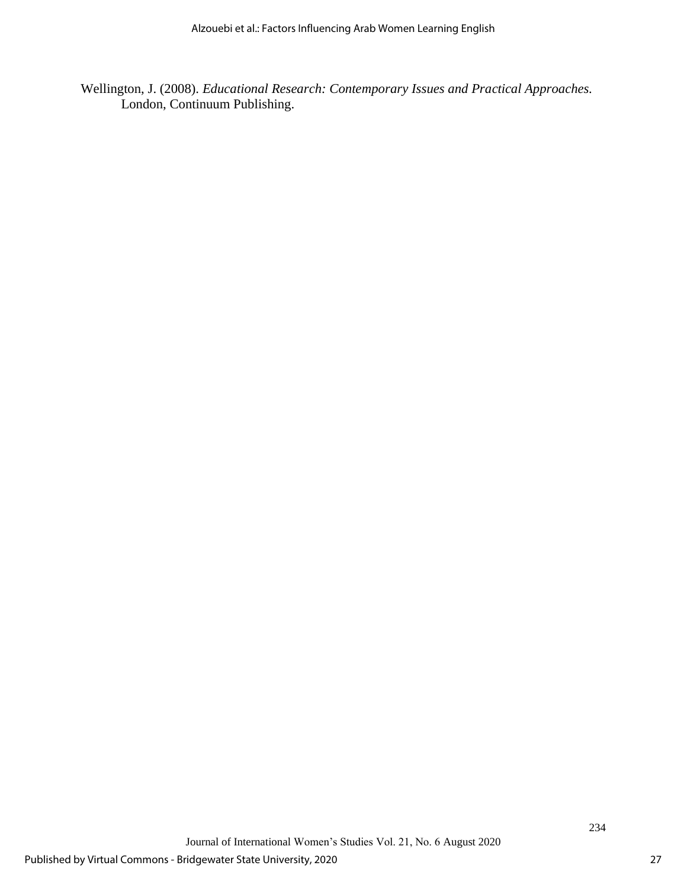Wellington, J. (2008). *Educational Research: Contemporary Issues and Practical Approaches.* London, Continuum Publishing.